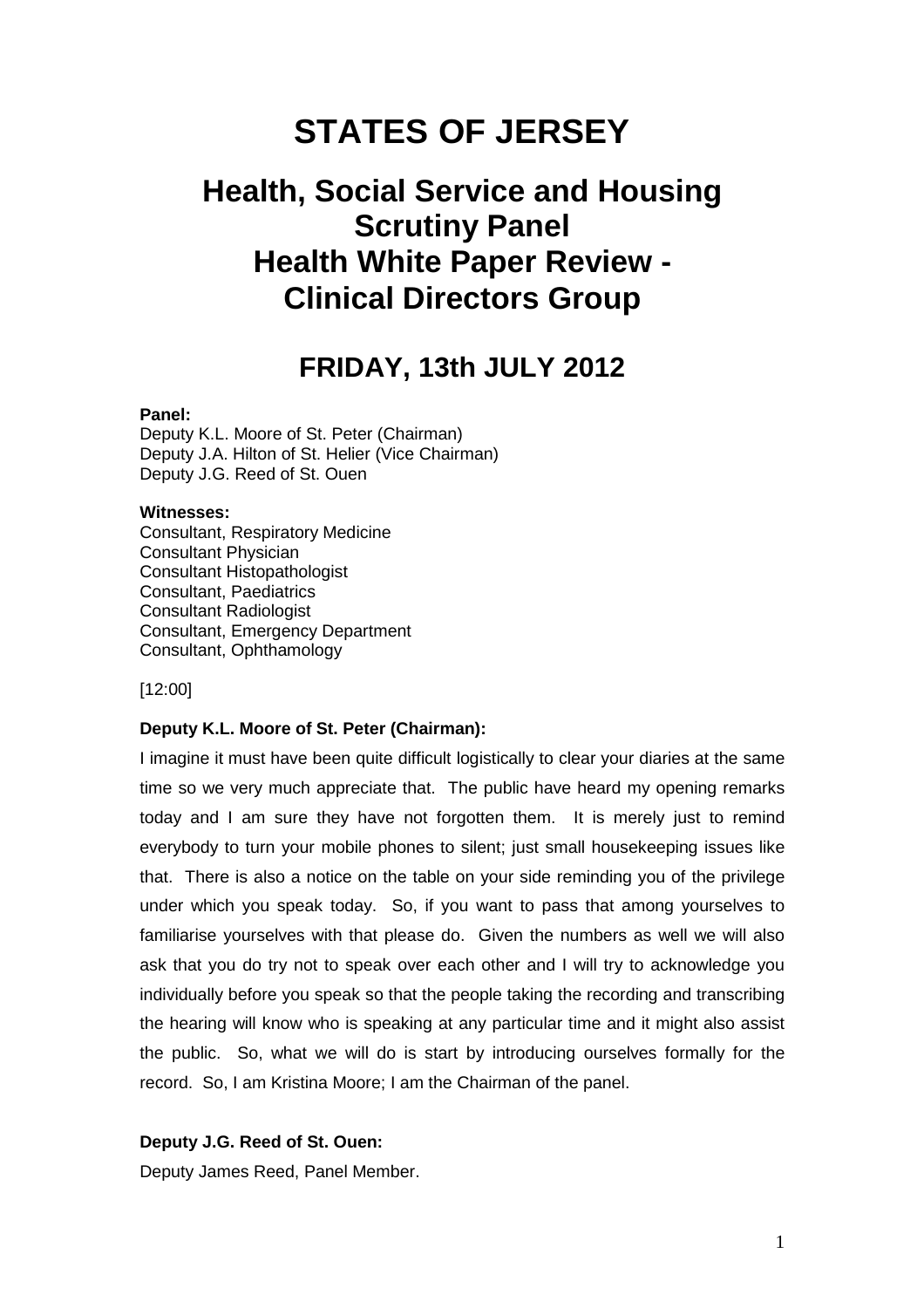# STATES OF JERSEY

## Health, Social Service and Housing Scrutiny Panel
## Health White Paper Review - Clinical Directors Group

## FRIDAY, 13th JULY 2012

**Panel:**
Deputy K.L. Moore of St. Peter (Chairman)
Deputy J.A. Hilton of St. Helier (Vice Chairman)
Deputy J.G. Reed of St. Ouen

**Witnesses:**
Consultant, Respiratory Medicine
Consultant Physician
Consultant Histopathologist
Consultant, Paediatrics
Consultant Radiologist
Consultant, Emergency Department
Consultant, Ophthamology

[12:00]

**Deputy K.L. Moore of St. Peter (Chairman):**

I imagine it must have been quite difficult logistically to clear your diaries at the same time so we very much appreciate that. The public have heard my opening remarks today and I am sure they have not forgotten them. It is merely just to remind everybody to turn your mobile phones to silent; just small housekeeping issues like that. There is also a notice on the table on your side reminding you of the privilege under which you speak today. So, if you want to pass that among yourselves to familiarise yourselves with that please do. Given the numbers as well we will also ask that you do try not to speak over each other and I will try to acknowledge you individually before you speak so that the people taking the recording and transcribing the hearing will know who is speaking at any particular time and it might also assist the public. So, what we will do is start by introducing ourselves formally for the record. So, I am Kristina Moore; I am the Chairman of the panel.

**Deputy J.G. Reed of St. Ouen:**

Deputy James Reed, Panel Member.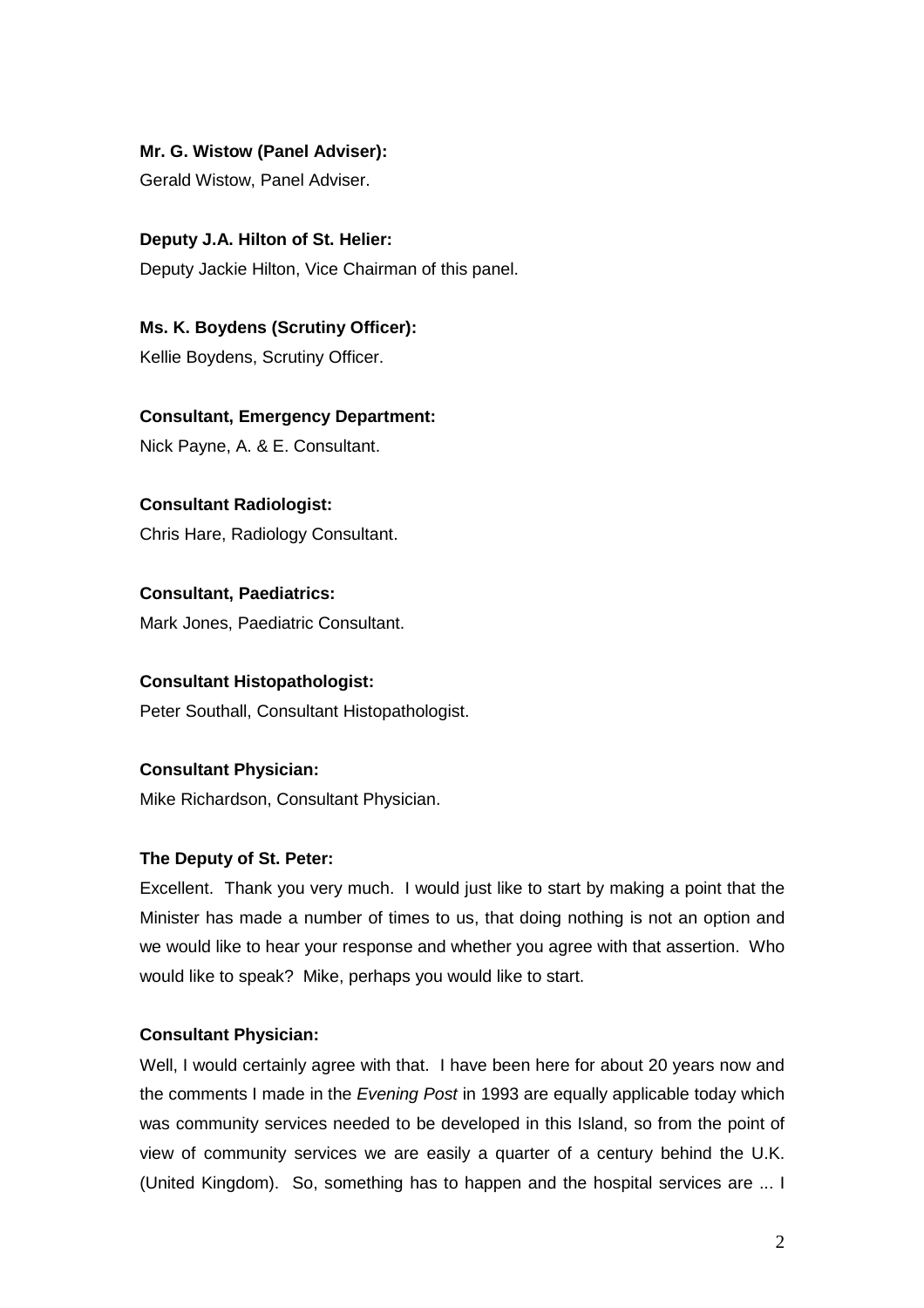**Mr. G. Wistow (Panel Adviser):**

Gerald Wistow, Panel Adviser.

**Deputy J.A. Hilton of St. Helier:**

Deputy Jackie Hilton, Vice Chairman of this panel.

**Ms. K. Boydens (Scrutiny Officer):**

Kellie Boydens, Scrutiny Officer.

**Consultant, Emergency Department:**

Nick Payne, A. & E. Consultant.

**Consultant Radiologist:**

Chris Hare, Radiology Consultant.

**Consultant, Paediatrics:**

Mark Jones, Paediatric Consultant.

**Consultant Histopathologist:**

Peter Southall, Consultant Histopathologist.

**Consultant Physician:**

Mike Richardson, Consultant Physician.

**The Deputy of St. Peter:**

Excellent. Thank you very much. I would just like to start by making a point that the Minister has made a number of times to us, that doing nothing is not an option and we would like to hear your response and whether you agree with that assertion. Who would like to speak? Mike, perhaps you would like to start.

**Consultant Physician:**

Well, I would certainly agree with that. I have been here for about 20 years now and the comments I made in the *Evening Post* in 1993 are equally applicable today which was community services needed to be developed in this Island, so from the point of view of community services we are easily a quarter of a century behind the U.K. (United Kingdom). So, something has to happen and the hospital services are ... I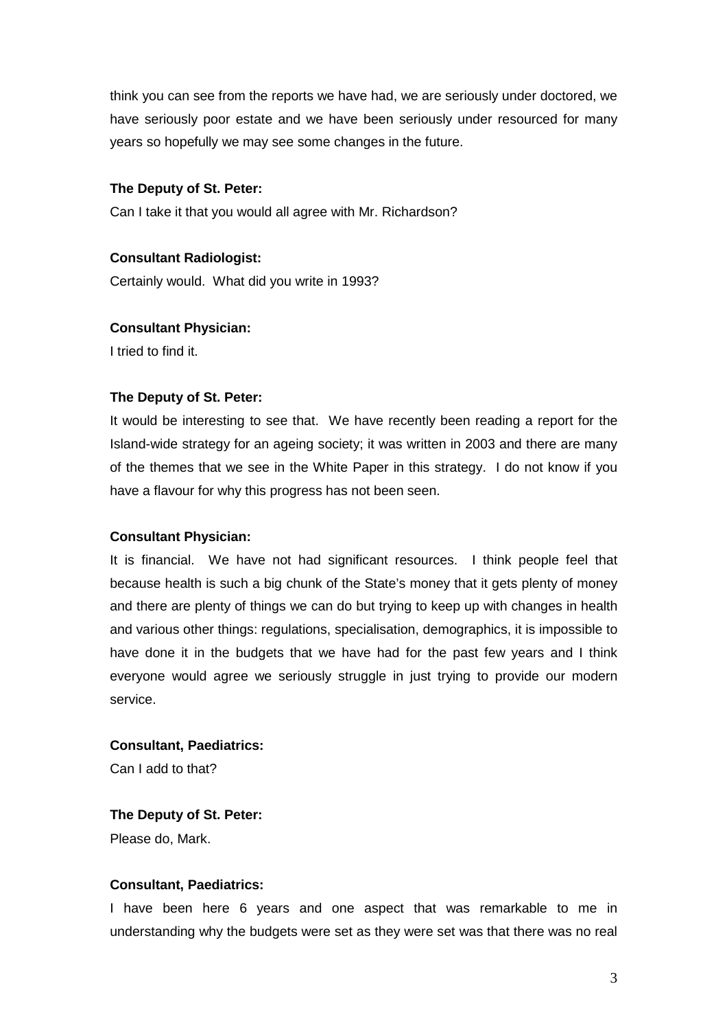think you can see from the reports we have had, we are seriously under doctored, we have seriously poor estate and we have been seriously under resourced for many years so hopefully we may see some changes in the future.

**The Deputy of St. Peter:**

Can I take it that you would all agree with Mr. Richardson?

**Consultant Radiologist:**

Certainly would. What did you write in 1993?

**Consultant Physician:**

I tried to find it.

**The Deputy of St. Peter:**

It would be interesting to see that. We have recently been reading a report for the Island-wide strategy for an ageing society; it was written in 2003 and there are many of the themes that we see in the White Paper in this strategy. I do not know if you have a flavour for why this progress has not been seen.

**Consultant Physician:**

It is financial. We have not had significant resources. I think people feel that because health is such a big chunk of the State's money that it gets plenty of money and there are plenty of things we can do but trying to keep up with changes in health and various other things: regulations, specialisation, demographics, it is impossible to have done it in the budgets that we have had for the past few years and I think everyone would agree we seriously struggle in just trying to provide our modern service.

**Consultant, Paediatrics:**

Can I add to that?

**The Deputy of St. Peter:**

Please do, Mark.

**Consultant, Paediatrics:**

I have been here 6 years and one aspect that was remarkable to me in understanding why the budgets were set as they were set was that there was no real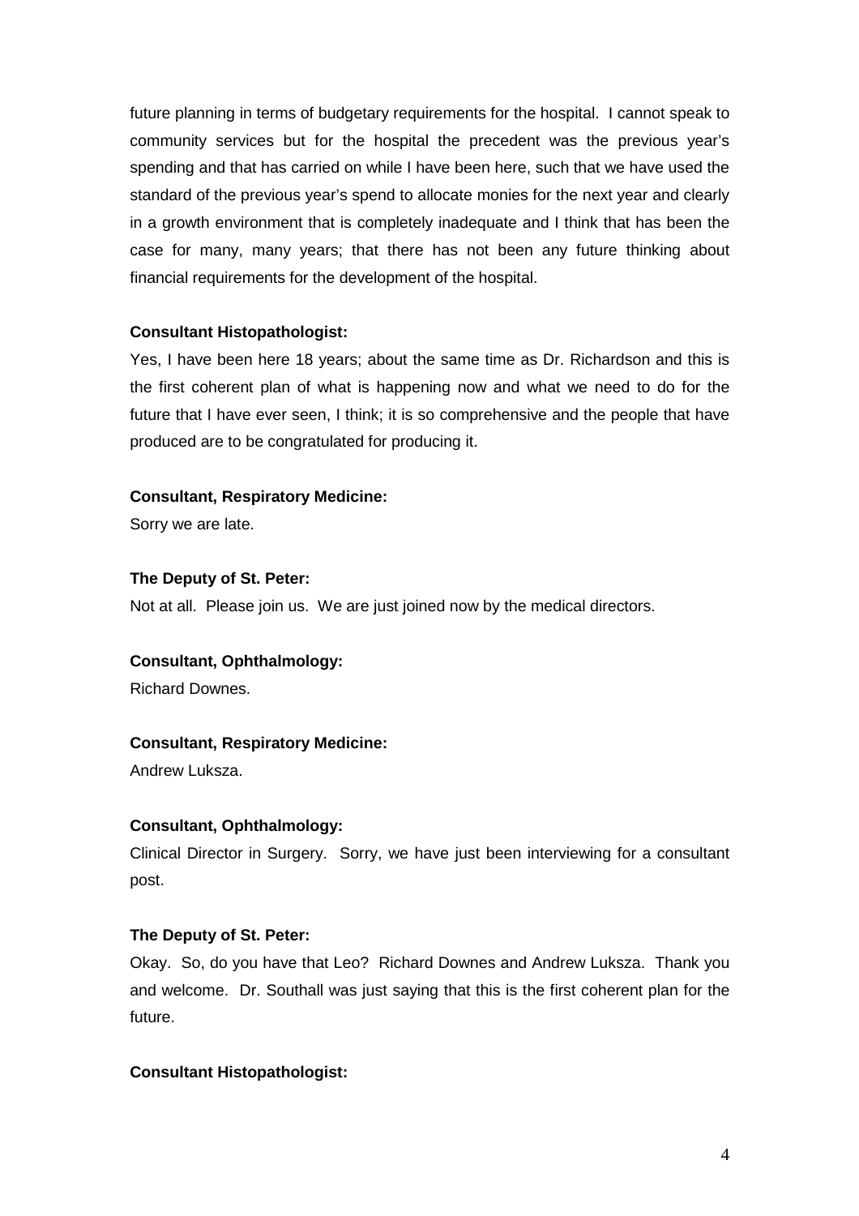future planning in terms of budgetary requirements for the hospital. I cannot speak to community services but for the hospital the precedent was the previous year's spending and that has carried on while I have been here, such that we have used the standard of the previous year's spend to allocate monies for the next year and clearly in a growth environment that is completely inadequate and I think that has been the case for many, many years; that there has not been any future thinking about financial requirements for the development of the hospital.

**Consultant Histopathologist:**

Yes, I have been here 18 years; about the same time as Dr. Richardson and this is the first coherent plan of what is happening now and what we need to do for the future that I have ever seen, I think; it is so comprehensive and the people that have produced are to be congratulated for producing it.

**Consultant, Respiratory Medicine:**

Sorry we are late.

**The Deputy of St. Peter:**

Not at all. Please join us. We are just joined now by the medical directors.

**Consultant, Ophthalmology:**

Richard Downes.

**Consultant, Respiratory Medicine:**

Andrew Luksza.

**Consultant, Ophthalmology:**

Clinical Director in Surgery. Sorry, we have just been interviewing for a consultant post.

**The Deputy of St. Peter:**

Okay. So, do you have that Leo? Richard Downes and Andrew Luksza. Thank you and welcome. Dr. Southall was just saying that this is the first coherent plan for the future.

**Consultant Histopathologist:**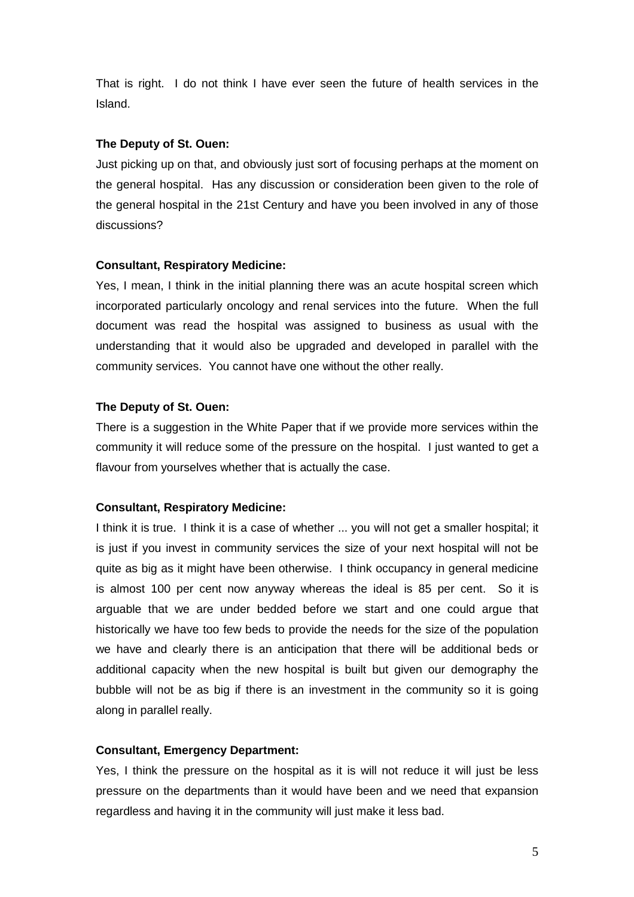That is right. I do not think I have ever seen the future of health services in the Island.

**The Deputy of St. Ouen:**

Just picking up on that, and obviously just sort of focusing perhaps at the moment on the general hospital. Has any discussion or consideration been given to the role of the general hospital in the 21st Century and have you been involved in any of those discussions?

**Consultant, Respiratory Medicine:**

Yes, I mean, I think in the initial planning there was an acute hospital screen which incorporated particularly oncology and renal services into the future. When the full document was read the hospital was assigned to business as usual with the understanding that it would also be upgraded and developed in parallel with the community services. You cannot have one without the other really.

**The Deputy of St. Ouen:**

There is a suggestion in the White Paper that if we provide more services within the community it will reduce some of the pressure on the hospital. I just wanted to get a flavour from yourselves whether that is actually the case.

**Consultant, Respiratory Medicine:**

I think it is true. I think it is a case of whether ... you will not get a smaller hospital; it is just if you invest in community services the size of your next hospital will not be quite as big as it might have been otherwise. I think occupancy in general medicine is almost 100 per cent now anyway whereas the ideal is 85 per cent. So it is arguable that we are under bedded before we start and one could argue that historically we have too few beds to provide the needs for the size of the population we have and clearly there is an anticipation that there will be additional beds or additional capacity when the new hospital is built but given our demography the bubble will not be as big if there is an investment in the community so it is going along in parallel really.

**Consultant, Emergency Department:**

Yes, I think the pressure on the hospital as it is will not reduce it will just be less pressure on the departments than it would have been and we need that expansion regardless and having it in the community will just make it less bad.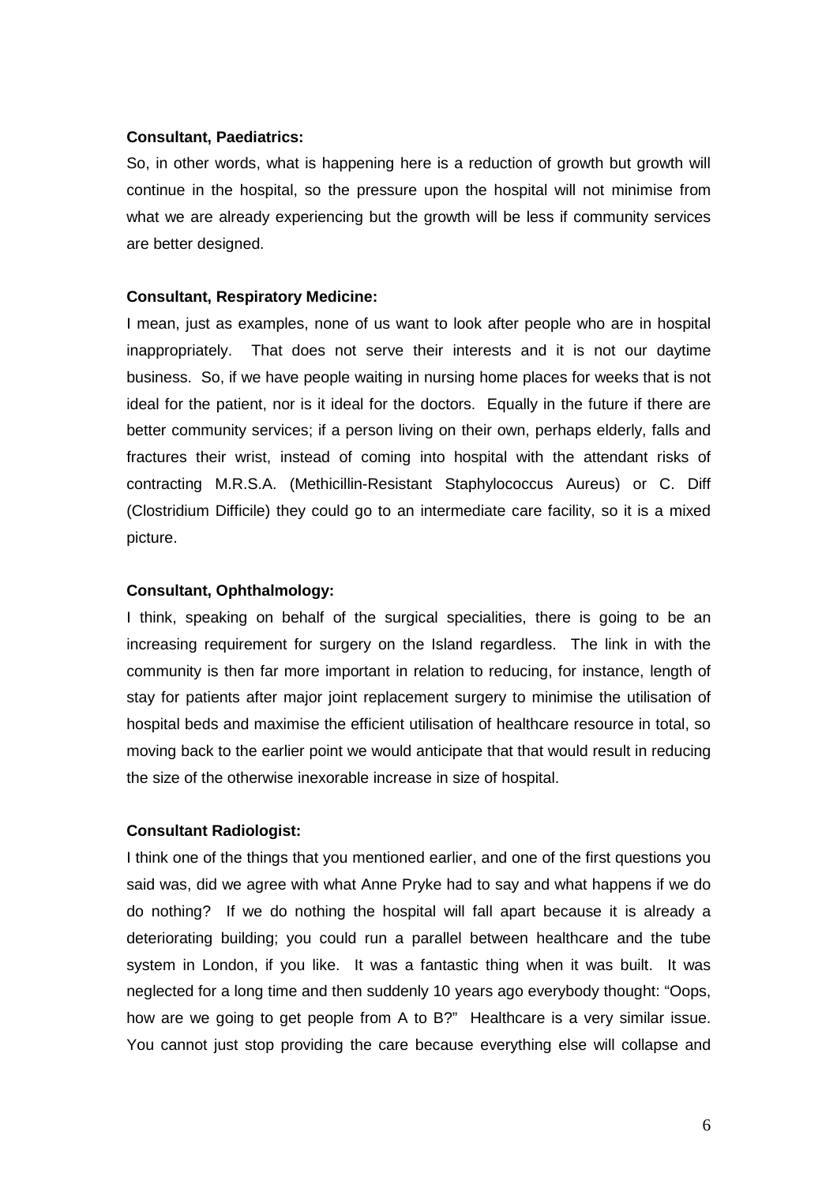**Consultant, Paediatrics:**

So, in other words, what is happening here is a reduction of growth but growth will continue in the hospital, so the pressure upon the hospital will not minimise from what we are already experiencing but the growth will be less if community services are better designed.

**Consultant, Respiratory Medicine:**

I mean, just as examples, none of us want to look after people who are in hospital inappropriately. That does not serve their interests and it is not our daytime business. So, if we have people waiting in nursing home places for weeks that is not ideal for the patient, nor is it ideal for the doctors. Equally in the future if there are better community services; if a person living on their own, perhaps elderly, falls and fractures their wrist, instead of coming into hospital with the attendant risks of contracting M.R.S.A. (Methicillin-Resistant Staphylococcus Aureus) or C. Diff (Clostridium Difficile) they could go to an intermediate care facility, so it is a mixed picture.

**Consultant, Ophthalmology:**

I think, speaking on behalf of the surgical specialities, there is going to be an increasing requirement for surgery on the Island regardless. The link in with the community is then far more important in relation to reducing, for instance, length of stay for patients after major joint replacement surgery to minimise the utilisation of hospital beds and maximise the efficient utilisation of healthcare resource in total, so moving back to the earlier point we would anticipate that that would result in reducing the size of the otherwise inexorable increase in size of hospital.

**Consultant Radiologist:**

I think one of the things that you mentioned earlier, and one of the first questions you said was, did we agree with what Anne Pryke had to say and what happens if we do do nothing? If we do nothing the hospital will fall apart because it is already a deteriorating building; you could run a parallel between healthcare and the tube system in London, if you like. It was a fantastic thing when it was built. It was neglected for a long time and then suddenly 10 years ago everybody thought: "Oops, how are we going to get people from A to B?" Healthcare is a very similar issue. You cannot just stop providing the care because everything else will collapse and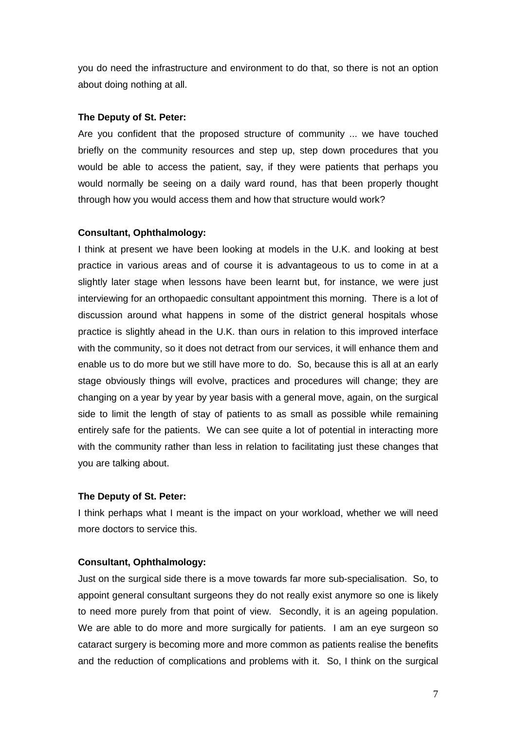you do need the infrastructure and environment to do that, so there is not an option about doing nothing at all.

**The Deputy of St. Peter:**

Are you confident that the proposed structure of community ... we have touched briefly on the community resources and step up, step down procedures that you would be able to access the patient, say, if they were patients that perhaps you would normally be seeing on a daily ward round, has that been properly thought through how you would access them and how that structure would work?

**Consultant, Ophthalmology:**

I think at present we have been looking at models in the U.K. and looking at best practice in various areas and of course it is advantageous to us to come in at a slightly later stage when lessons have been learnt but, for instance, we were just interviewing for an orthopaedic consultant appointment this morning. There is a lot of discussion around what happens in some of the district general hospitals whose practice is slightly ahead in the U.K. than ours in relation to this improved interface with the community, so it does not detract from our services, it will enhance them and enable us to do more but we still have more to do. So, because this is all at an early stage obviously things will evolve, practices and procedures will change; they are changing on a year by year by year basis with a general move, again, on the surgical side to limit the length of stay of patients to as small as possible while remaining entirely safe for the patients. We can see quite a lot of potential in interacting more with the community rather than less in relation to facilitating just these changes that you are talking about.

**The Deputy of St. Peter:**

I think perhaps what I meant is the impact on your workload, whether we will need more doctors to service this.

**Consultant, Ophthalmology:**

Just on the surgical side there is a move towards far more sub-specialisation. So, to appoint general consultant surgeons they do not really exist anymore so one is likely to need more purely from that point of view. Secondly, it is an ageing population. We are able to do more and more surgically for patients. I am an eye surgeon so cataract surgery is becoming more and more common as patients realise the benefits and the reduction of complications and problems with it. So, I think on the surgical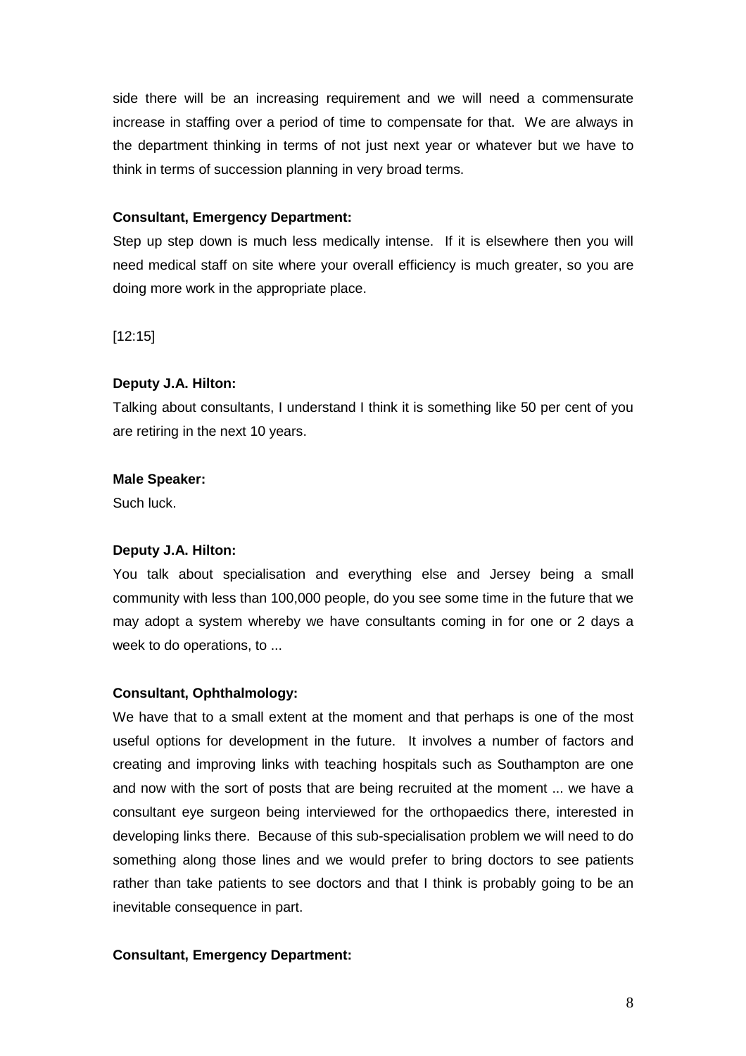side there will be an increasing requirement and we will need a commensurate increase in staffing over a period of time to compensate for that. We are always in the department thinking in terms of not just next year or whatever but we have to think in terms of succession planning in very broad terms.

**Consultant, Emergency Department:**

Step up step down is much less medically intense. If it is elsewhere then you will need medical staff on site where your overall efficiency is much greater, so you are doing more work in the appropriate place.

[12:15]

**Deputy J.A. Hilton:**

Talking about consultants, I understand I think it is something like 50 per cent of you are retiring in the next 10 years.

**Male Speaker:**

Such luck.

**Deputy J.A. Hilton:**

You talk about specialisation and everything else and Jersey being a small community with less than 100,000 people, do you see some time in the future that we may adopt a system whereby we have consultants coming in for one or 2 days a week to do operations, to ...

**Consultant, Ophthalmology:**

We have that to a small extent at the moment and that perhaps is one of the most useful options for development in the future. It involves a number of factors and creating and improving links with teaching hospitals such as Southampton are one and now with the sort of posts that are being recruited at the moment ... we have a consultant eye surgeon being interviewed for the orthopaedics there, interested in developing links there. Because of this sub-specialisation problem we will need to do something along those lines and we would prefer to bring doctors to see patients rather than take patients to see doctors and that I think is probably going to be an inevitable consequence in part.

**Consultant, Emergency Department:**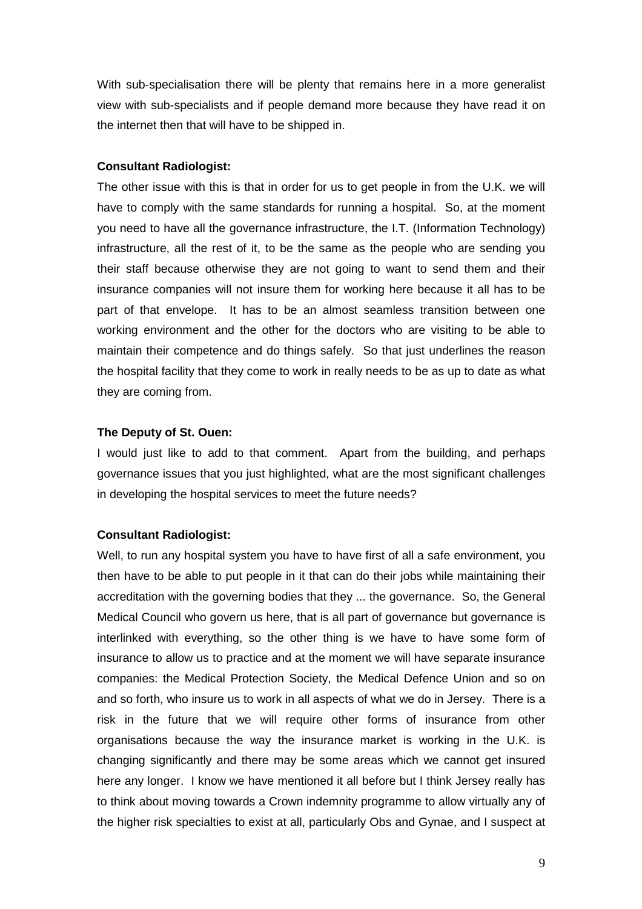With sub-specialisation there will be plenty that remains here in a more generalist view with sub-specialists and if people demand more because they have read it on the internet then that will have to be shipped in.

**Consultant Radiologist:**

The other issue with this is that in order for us to get people in from the U.K. we will have to comply with the same standards for running a hospital. So, at the moment you need to have all the governance infrastructure, the I.T. (Information Technology) infrastructure, all the rest of it, to be the same as the people who are sending you their staff because otherwise they are not going to want to send them and their insurance companies will not insure them for working here because it all has to be part of that envelope. It has to be an almost seamless transition between one working environment and the other for the doctors who are visiting to be able to maintain their competence and do things safely. So that just underlines the reason the hospital facility that they come to work in really needs to be as up to date as what they are coming from.

**The Deputy of St. Ouen:**

I would just like to add to that comment. Apart from the building, and perhaps governance issues that you just highlighted, what are the most significant challenges in developing the hospital services to meet the future needs?

**Consultant Radiologist:**

Well, to run any hospital system you have to have first of all a safe environment, you then have to be able to put people in it that can do their jobs while maintaining their accreditation with the governing bodies that they ... the governance. So, the General Medical Council who govern us here, that is all part of governance but governance is interlinked with everything, so the other thing is we have to have some form of insurance to allow us to practice and at the moment we will have separate insurance companies: the Medical Protection Society, the Medical Defence Union and so on and so forth, who insure us to work in all aspects of what we do in Jersey. There is a risk in the future that we will require other forms of insurance from other organisations because the way the insurance market is working in the U.K. is changing significantly and there may be some areas which we cannot get insured here any longer. I know we have mentioned it all before but I think Jersey really has to think about moving towards a Crown indemnity programme to allow virtually any of the higher risk specialties to exist at all, particularly Obs and Gynae, and I suspect at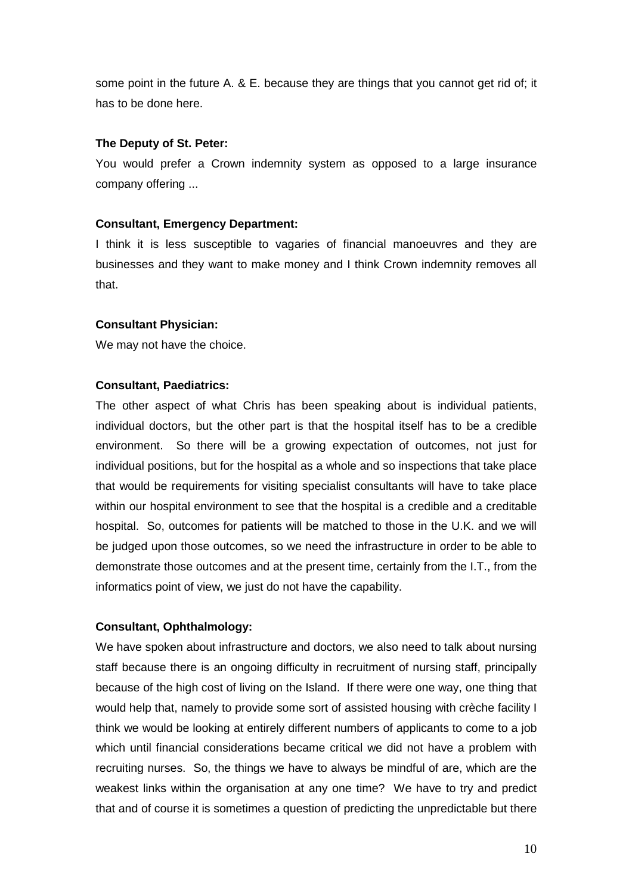some point in the future A. & E. because they are things that you cannot get rid of; it has to be done here.

**The Deputy of St. Peter:**

You would prefer a Crown indemnity system as opposed to a large insurance company offering ...

**Consultant, Emergency Department:**

I think it is less susceptible to vagaries of financial manoeuvres and they are businesses and they want to make money and I think Crown indemnity removes all that.

**Consultant Physician:**

We may not have the choice.

**Consultant, Paediatrics:**

The other aspect of what Chris has been speaking about is individual patients, individual doctors, but the other part is that the hospital itself has to be a credible environment. So there will be a growing expectation of outcomes, not just for individual positions, but for the hospital as a whole and so inspections that take place that would be requirements for visiting specialist consultants will have to take place within our hospital environment to see that the hospital is a credible and a creditable hospital. So, outcomes for patients will be matched to those in the U.K. and we will be judged upon those outcomes, so we need the infrastructure in order to be able to demonstrate those outcomes and at the present time, certainly from the I.T., from the informatics point of view, we just do not have the capability.

**Consultant, Ophthalmology:**

We have spoken about infrastructure and doctors, we also need to talk about nursing staff because there is an ongoing difficulty in recruitment of nursing staff, principally because of the high cost of living on the Island. If there were one way, one thing that would help that, namely to provide some sort of assisted housing with crèche facility I think we would be looking at entirely different numbers of applicants to come to a job which until financial considerations became critical we did not have a problem with recruiting nurses. So, the things we have to always be mindful of are, which are the weakest links within the organisation at any one time? We have to try and predict that and of course it is sometimes a question of predicting the unpredictable but there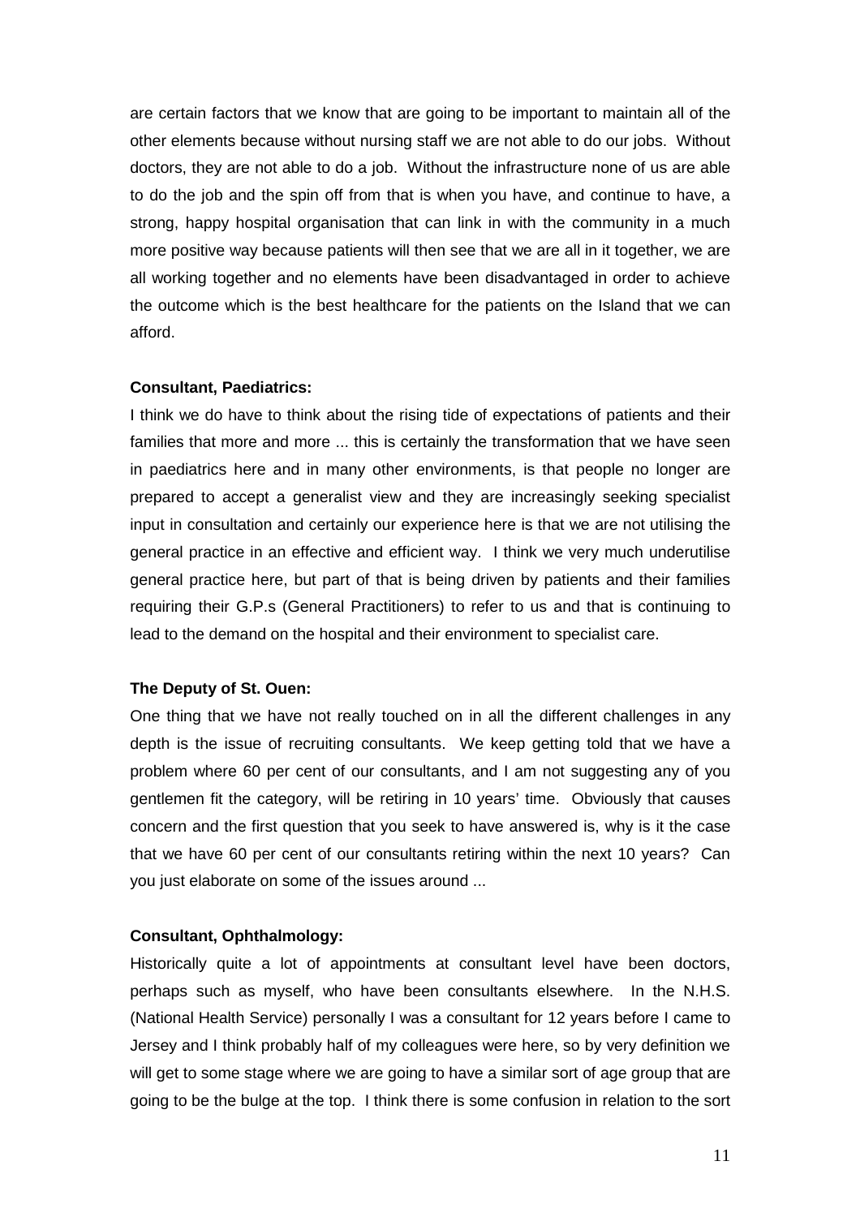are certain factors that we know that are going to be important to maintain all of the other elements because without nursing staff we are not able to do our jobs. Without doctors, they are not able to do a job. Without the infrastructure none of us are able to do the job and the spin off from that is when you have, and continue to have, a strong, happy hospital organisation that can link in with the community in a much more positive way because patients will then see that we are all in it together, we are all working together and no elements have been disadvantaged in order to achieve the outcome which is the best healthcare for the patients on the Island that we can afford.

**Consultant, Paediatrics:**

I think we do have to think about the rising tide of expectations of patients and their families that more and more ... this is certainly the transformation that we have seen in paediatrics here and in many other environments, is that people no longer are prepared to accept a generalist view and they are increasingly seeking specialist input in consultation and certainly our experience here is that we are not utilising the general practice in an effective and efficient way. I think we very much underutilise general practice here, but part of that is being driven by patients and their families requiring their G.P.s (General Practitioners) to refer to us and that is continuing to lead to the demand on the hospital and their environment to specialist care.

**The Deputy of St. Ouen:**

One thing that we have not really touched on in all the different challenges in any depth is the issue of recruiting consultants. We keep getting told that we have a problem where 60 per cent of our consultants, and I am not suggesting any of you gentlemen fit the category, will be retiring in 10 years' time. Obviously that causes concern and the first question that you seek to have answered is, why is it the case that we have 60 per cent of our consultants retiring within the next 10 years? Can you just elaborate on some of the issues around ...

**Consultant, Ophthalmology:**

Historically quite a lot of appointments at consultant level have been doctors, perhaps such as myself, who have been consultants elsewhere. In the N.H.S. (National Health Service) personally I was a consultant for 12 years before I came to Jersey and I think probably half of my colleagues were here, so by very definition we will get to some stage where we are going to have a similar sort of age group that are going to be the bulge at the top. I think there is some confusion in relation to the sort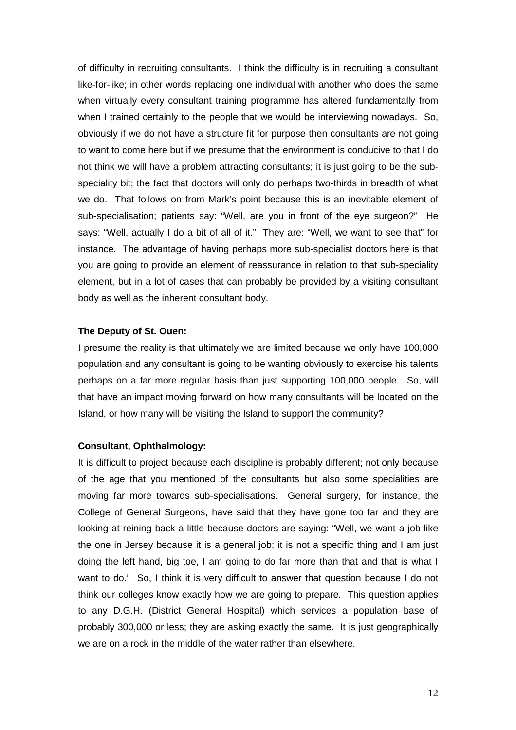of difficulty in recruiting consultants. I think the difficulty is in recruiting a consultant like-for-like; in other words replacing one individual with another who does the same when virtually every consultant training programme has altered fundamentally from when I trained certainly to the people that we would be interviewing nowadays. So, obviously if we do not have a structure fit for purpose then consultants are not going to want to come here but if we presume that the environment is conducive to that I do not think we will have a problem attracting consultants; it is just going to be the sub-speciality bit; the fact that doctors will only do perhaps two-thirds in breadth of what we do. That follows on from Mark's point because this is an inevitable element of sub-specialisation; patients say: "Well, are you in front of the eye surgeon?" He says: "Well, actually I do a bit of all of it." They are: "Well, we want to see that" for instance. The advantage of having perhaps more sub-specialist doctors here is that you are going to provide an element of reassurance in relation to that sub-speciality element, but in a lot of cases that can probably be provided by a visiting consultant body as well as the inherent consultant body.

**The Deputy of St. Ouen:**

I presume the reality is that ultimately we are limited because we only have 100,000 population and any consultant is going to be wanting obviously to exercise his talents perhaps on a far more regular basis than just supporting 100,000 people. So, will that have an impact moving forward on how many consultants will be located on the Island, or how many will be visiting the Island to support the community?

**Consultant, Ophthalmology:**

It is difficult to project because each discipline is probably different; not only because of the age that you mentioned of the consultants but also some specialities are moving far more towards sub-specialisations. General surgery, for instance, the College of General Surgeons, have said that they have gone too far and they are looking at reining back a little because doctors are saying: "Well, we want a job like the one in Jersey because it is a general job; it is not a specific thing and I am just doing the left hand, big toe, I am going to do far more than that and that is what I want to do." So, I think it is very difficult to answer that question because I do not think our colleges know exactly how we are going to prepare. This question applies to any D.G.H. (District General Hospital) which services a population base of probably 300,000 or less; they are asking exactly the same. It is just geographically we are on a rock in the middle of the water rather than elsewhere.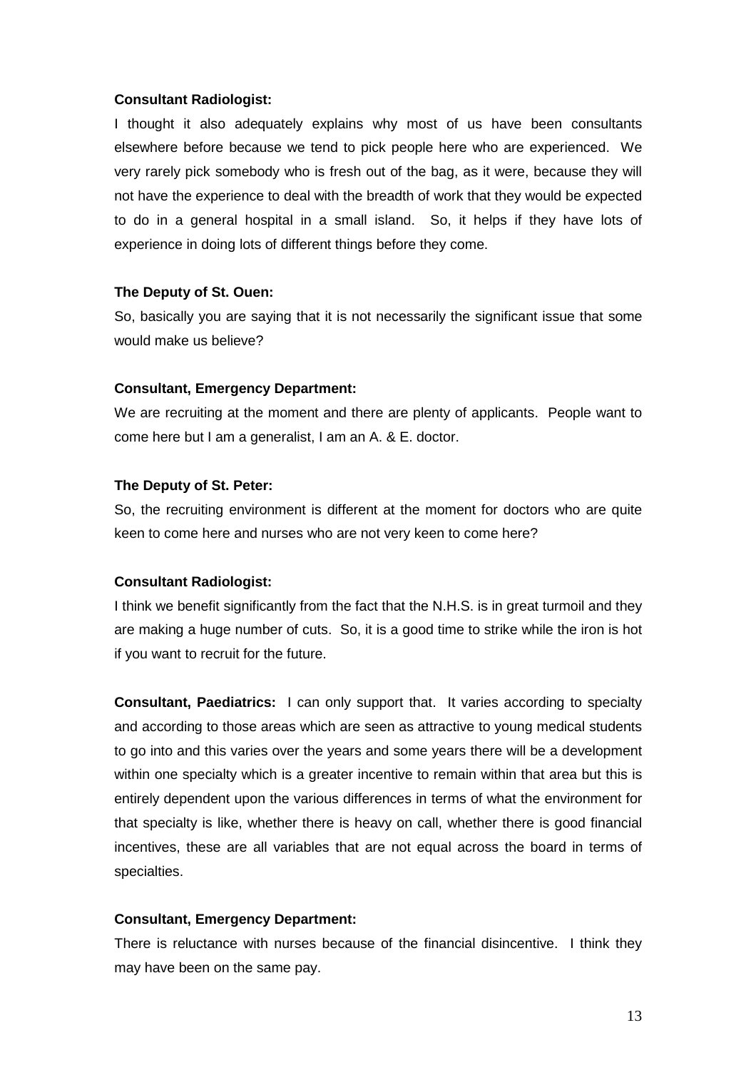**Consultant Radiologist:**

I thought it also adequately explains why most of us have been consultants elsewhere before because we tend to pick people here who are experienced. We very rarely pick somebody who is fresh out of the bag, as it were, because they will not have the experience to deal with the breadth of work that they would be expected to do in a general hospital in a small island. So, it helps if they have lots of experience in doing lots of different things before they come.

**The Deputy of St. Ouen:**

So, basically you are saying that it is not necessarily the significant issue that some would make us believe?

**Consultant, Emergency Department:**

We are recruiting at the moment and there are plenty of applicants. People want to come here but I am a generalist, I am an A. & E. doctor.

**The Deputy of St. Peter:**

So, the recruiting environment is different at the moment for doctors who are quite keen to come here and nurses who are not very keen to come here?

**Consultant Radiologist:**

I think we benefit significantly from the fact that the N.H.S. is in great turmoil and they are making a huge number of cuts. So, it is a good time to strike while the iron is hot if you want to recruit for the future.

**Consultant, Paediatrics:** I can only support that. It varies according to specialty and according to those areas which are seen as attractive to young medical students to go into and this varies over the years and some years there will be a development within one specialty which is a greater incentive to remain within that area but this is entirely dependent upon the various differences in terms of what the environment for that specialty is like, whether there is heavy on call, whether there is good financial incentives, these are all variables that are not equal across the board in terms of specialties.

**Consultant, Emergency Department:**

There is reluctance with nurses because of the financial disincentive. I think they may have been on the same pay.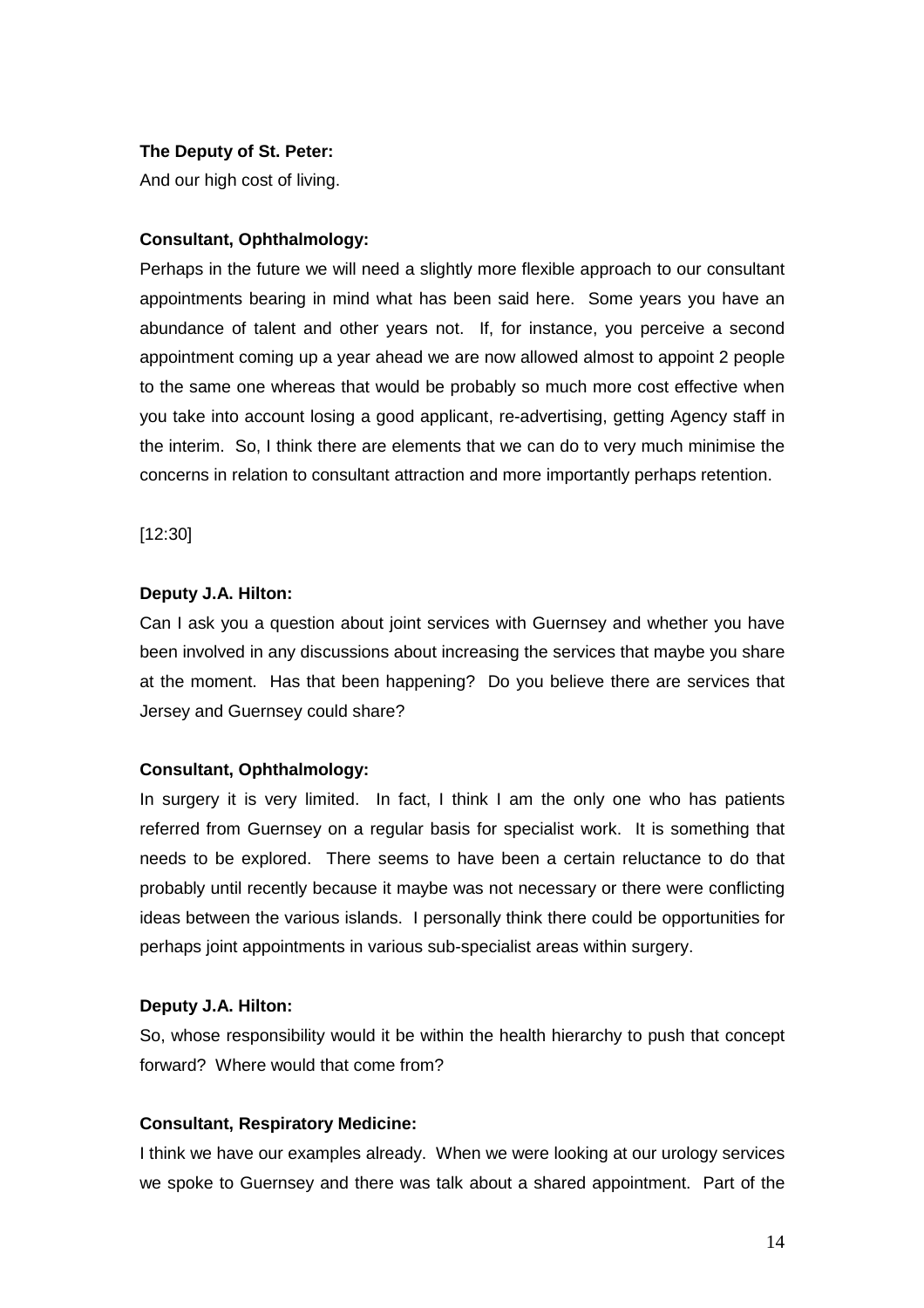**The Deputy of St. Peter:**

And our high cost of living.

**Consultant, Ophthalmology:**

Perhaps in the future we will need a slightly more flexible approach to our consultant appointments bearing in mind what has been said here. Some years you have an abundance of talent and other years not. If, for instance, you perceive a second appointment coming up a year ahead we are now allowed almost to appoint 2 people to the same one whereas that would be probably so much more cost effective when you take into account losing a good applicant, re-advertising, getting Agency staff in the interim. So, I think there are elements that we can do to very much minimise the concerns in relation to consultant attraction and more importantly perhaps retention.

[12:30]

**Deputy J.A. Hilton:**

Can I ask you a question about joint services with Guernsey and whether you have been involved in any discussions about increasing the services that maybe you share at the moment. Has that been happening? Do you believe there are services that Jersey and Guernsey could share?

**Consultant, Ophthalmology:**

In surgery it is very limited. In fact, I think I am the only one who has patients referred from Guernsey on a regular basis for specialist work. It is something that needs to be explored. There seems to have been a certain reluctance to do that probably until recently because it maybe was not necessary or there were conflicting ideas between the various islands. I personally think there could be opportunities for perhaps joint appointments in various sub-specialist areas within surgery.

**Deputy J.A. Hilton:**

So, whose responsibility would it be within the health hierarchy to push that concept forward? Where would that come from?

**Consultant, Respiratory Medicine:**

I think we have our examples already. When we were looking at our urology services we spoke to Guernsey and there was talk about a shared appointment. Part of the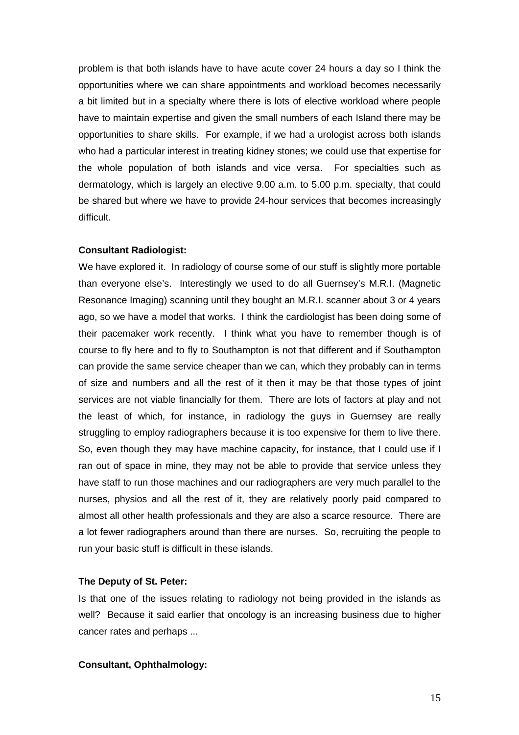problem is that both islands have to have acute cover 24 hours a day so I think the opportunities where we can share appointments and workload becomes necessarily a bit limited but in a specialty where there is lots of elective workload where people have to maintain expertise and given the small numbers of each Island there may be opportunities to share skills. For example, if we had a urologist across both islands who had a particular interest in treating kidney stones; we could use that expertise for the whole population of both islands and vice versa. For specialties such as dermatology, which is largely an elective 9.00 a.m. to 5.00 p.m. specialty, that could be shared but where we have to provide 24-hour services that becomes increasingly difficult.

**Consultant Radiologist:**

We have explored it. In radiology of course some of our stuff is slightly more portable than everyone else's. Interestingly we used to do all Guernsey's M.R.I. (Magnetic Resonance Imaging) scanning until they bought an M.R.I. scanner about 3 or 4 years ago, so we have a model that works. I think the cardiologist has been doing some of their pacemaker work recently. I think what you have to remember though is of course to fly here and to fly to Southampton is not that different and if Southampton can provide the same service cheaper than we can, which they probably can in terms of size and numbers and all the rest of it then it may be that those types of joint services are not viable financially for them. There are lots of factors at play and not the least of which, for instance, in radiology the guys in Guernsey are really struggling to employ radiographers because it is too expensive for them to live there. So, even though they may have machine capacity, for instance, that I could use if I ran out of space in mine, they may not be able to provide that service unless they have staff to run those machines and our radiographers are very much parallel to the nurses, physios and all the rest of it, they are relatively poorly paid compared to almost all other health professionals and they are also a scarce resource. There are a lot fewer radiographers around than there are nurses. So, recruiting the people to run your basic stuff is difficult in these islands.

**The Deputy of St. Peter:**

Is that one of the issues relating to radiology not being provided in the islands as well? Because it said earlier that oncology is an increasing business due to higher cancer rates and perhaps ...

**Consultant, Ophthalmology:**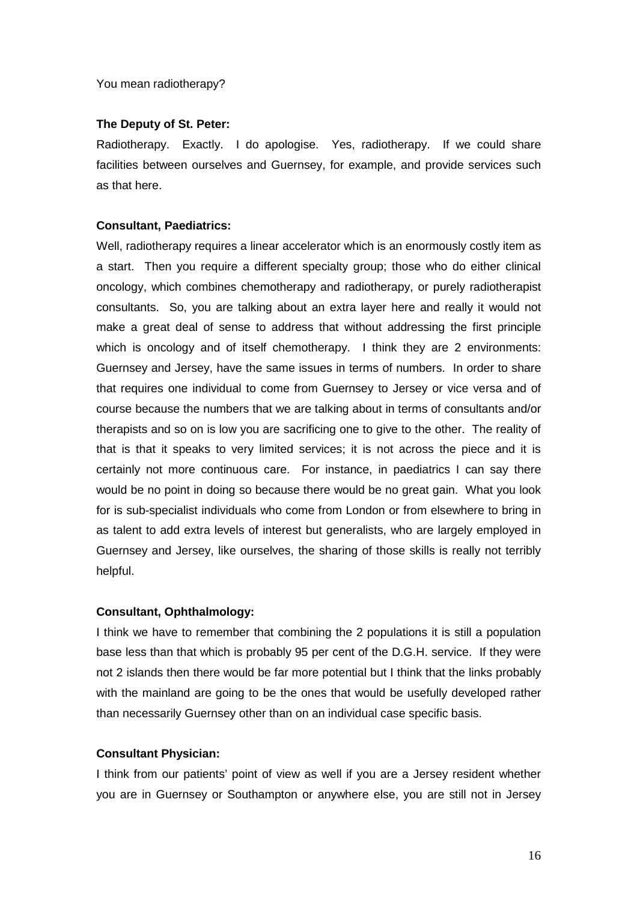You mean radiotherapy?

**The Deputy of St. Peter:**

Radiotherapy. Exactly. I do apologise. Yes, radiotherapy. If we could share facilities between ourselves and Guernsey, for example, and provide services such as that here.

**Consultant, Paediatrics:**

Well, radiotherapy requires a linear accelerator which is an enormously costly item as a start. Then you require a different specialty group; those who do either clinical oncology, which combines chemotherapy and radiotherapy, or purely radiotherapist consultants. So, you are talking about an extra layer here and really it would not make a great deal of sense to address that without addressing the first principle which is oncology and of itself chemotherapy. I think they are 2 environments: Guernsey and Jersey, have the same issues in terms of numbers. In order to share that requires one individual to come from Guernsey to Jersey or vice versa and of course because the numbers that we are talking about in terms of consultants and/or therapists and so on is low you are sacrificing one to give to the other. The reality of that is that it speaks to very limited services; it is not across the piece and it is certainly not more continuous care. For instance, in paediatrics I can say there would be no point in doing so because there would be no great gain. What you look for is sub-specialist individuals who come from London or from elsewhere to bring in as talent to add extra levels of interest but generalists, who are largely employed in Guernsey and Jersey, like ourselves, the sharing of those skills is really not terribly helpful.

**Consultant, Ophthalmology:**

I think we have to remember that combining the 2 populations it is still a population base less than that which is probably 95 per cent of the D.G.H. service. If they were not 2 islands then there would be far more potential but I think that the links probably with the mainland are going to be the ones that would be usefully developed rather than necessarily Guernsey other than on an individual case specific basis.

**Consultant Physician:**

I think from our patients' point of view as well if you are a Jersey resident whether you are in Guernsey or Southampton or anywhere else, you are still not in Jersey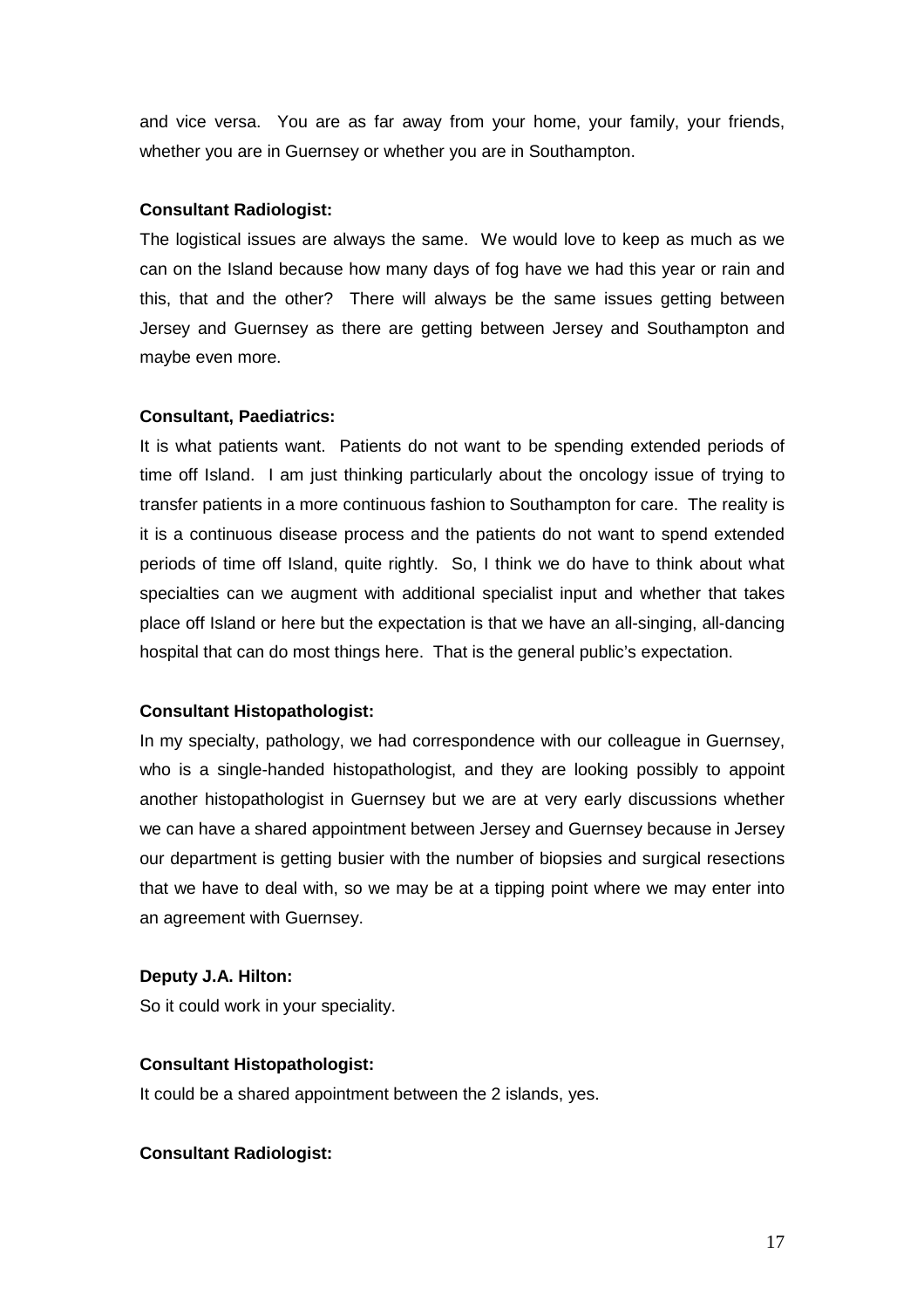and vice versa. You are as far away from your home, your family, your friends, whether you are in Guernsey or whether you are in Southampton.

**Consultant Radiologist:**

The logistical issues are always the same. We would love to keep as much as we can on the Island because how many days of fog have we had this year or rain and this, that and the other? There will always be the same issues getting between Jersey and Guernsey as there are getting between Jersey and Southampton and maybe even more.

**Consultant, Paediatrics:**

It is what patients want. Patients do not want to be spending extended periods of time off Island. I am just thinking particularly about the oncology issue of trying to transfer patients in a more continuous fashion to Southampton for care. The reality is it is a continuous disease process and the patients do not want to spend extended periods of time off Island, quite rightly. So, I think we do have to think about what specialties can we augment with additional specialist input and whether that takes place off Island or here but the expectation is that we have an all-singing, all-dancing hospital that can do most things here. That is the general public's expectation.

**Consultant Histopathologist:**

In my specialty, pathology, we had correspondence with our colleague in Guernsey, who is a single-handed histopathologist, and they are looking possibly to appoint another histopathologist in Guernsey but we are at very early discussions whether we can have a shared appointment between Jersey and Guernsey because in Jersey our department is getting busier with the number of biopsies and surgical resections that we have to deal with, so we may be at a tipping point where we may enter into an agreement with Guernsey.

**Deputy J.A. Hilton:**

So it could work in your speciality.

**Consultant Histopathologist:**

It could be a shared appointment between the 2 islands, yes.

**Consultant Radiologist:**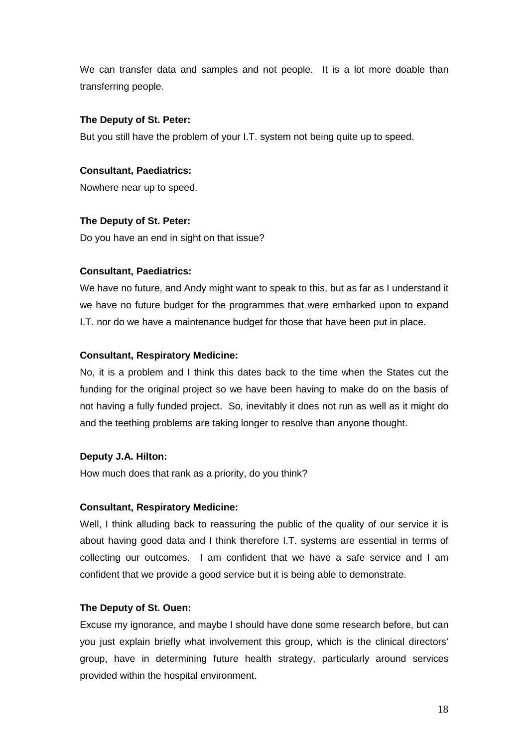We can transfer data and samples and not people. It is a lot more doable than transferring people.

**The Deputy of St. Peter:**

But you still have the problem of your I.T. system not being quite up to speed.

**Consultant, Paediatrics:**

Nowhere near up to speed.

**The Deputy of St. Peter:**

Do you have an end in sight on that issue?

**Consultant, Paediatrics:**

We have no future, and Andy might want to speak to this, but as far as I understand it we have no future budget for the programmes that were embarked upon to expand I.T. nor do we have a maintenance budget for those that have been put in place.

**Consultant, Respiratory Medicine:**

No, it is a problem and I think this dates back to the time when the States cut the funding for the original project so we have been having to make do on the basis of not having a fully funded project. So, inevitably it does not run as well as it might do and the teething problems are taking longer to resolve than anyone thought.

**Deputy J.A. Hilton:**

How much does that rank as a priority, do you think?

**Consultant, Respiratory Medicine:**

Well, I think alluding back to reassuring the public of the quality of our service it is about having good data and I think therefore I.T. systems are essential in terms of collecting our outcomes. I am confident that we have a safe service and I am confident that we provide a good service but it is being able to demonstrate.

**The Deputy of St. Ouen:**

Excuse my ignorance, and maybe I should have done some research before, but can you just explain briefly what involvement this group, which is the clinical directors' group, have in determining future health strategy, particularly around services provided within the hospital environment.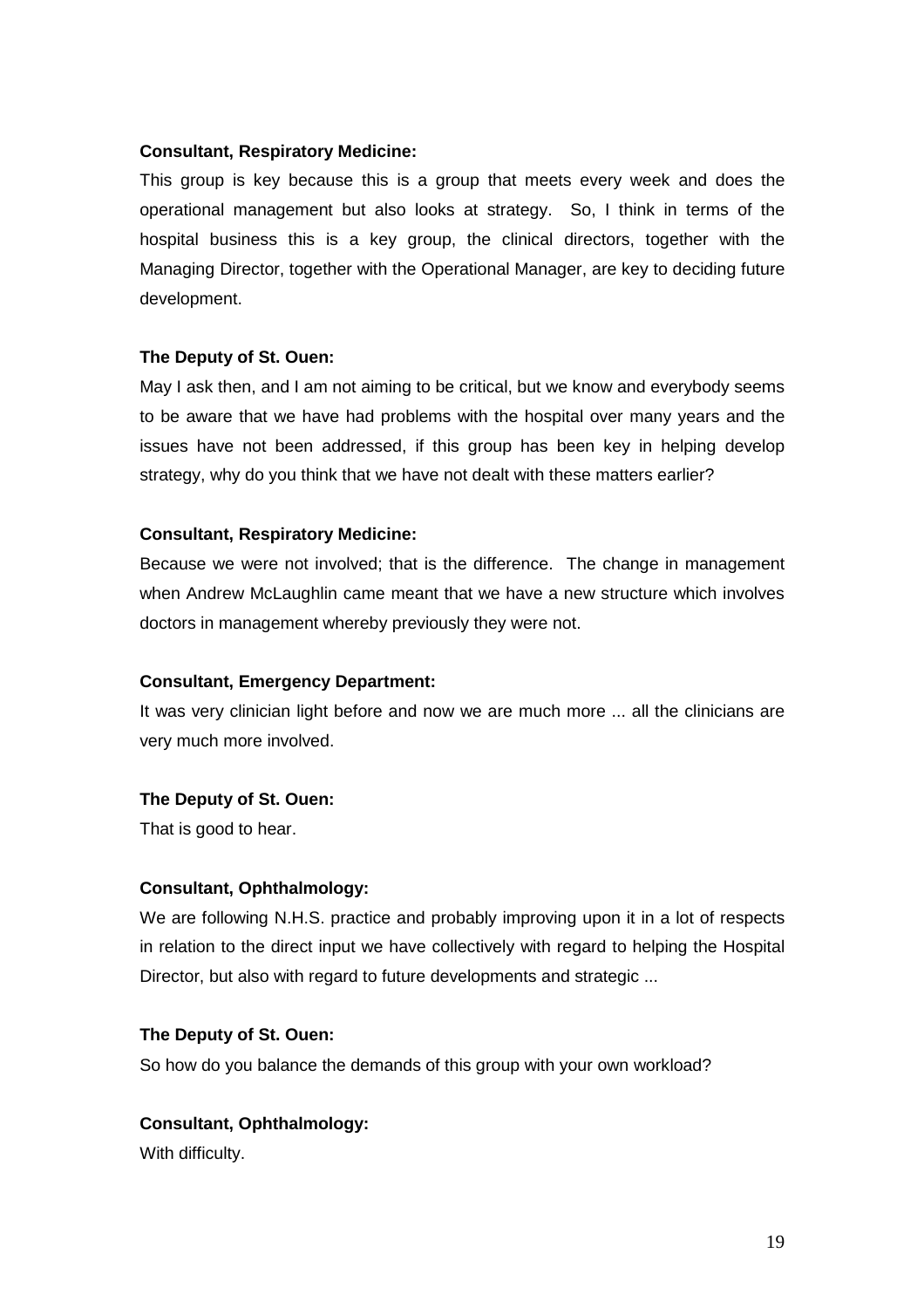**Consultant, Respiratory Medicine:**

This group is key because this is a group that meets every week and does the operational management but also looks at strategy. So, I think in terms of the hospital business this is a key group, the clinical directors, together with the Managing Director, together with the Operational Manager, are key to deciding future development.

**The Deputy of St. Ouen:**

May I ask then, and I am not aiming to be critical, but we know and everybody seems to be aware that we have had problems with the hospital over many years and the issues have not been addressed, if this group has been key in helping develop strategy, why do you think that we have not dealt with these matters earlier?

**Consultant, Respiratory Medicine:**

Because we were not involved; that is the difference. The change in management when Andrew McLaughlin came meant that we have a new structure which involves doctors in management whereby previously they were not.

**Consultant, Emergency Department:**

It was very clinician light before and now we are much more ... all the clinicians are very much more involved.

**The Deputy of St. Ouen:**

That is good to hear.

**Consultant, Ophthalmology:**

We are following N.H.S. practice and probably improving upon it in a lot of respects in relation to the direct input we have collectively with regard to helping the Hospital Director, but also with regard to future developments and strategic ...

**The Deputy of St. Ouen:**

So how do you balance the demands of this group with your own workload?

**Consultant, Ophthalmology:**

With difficulty.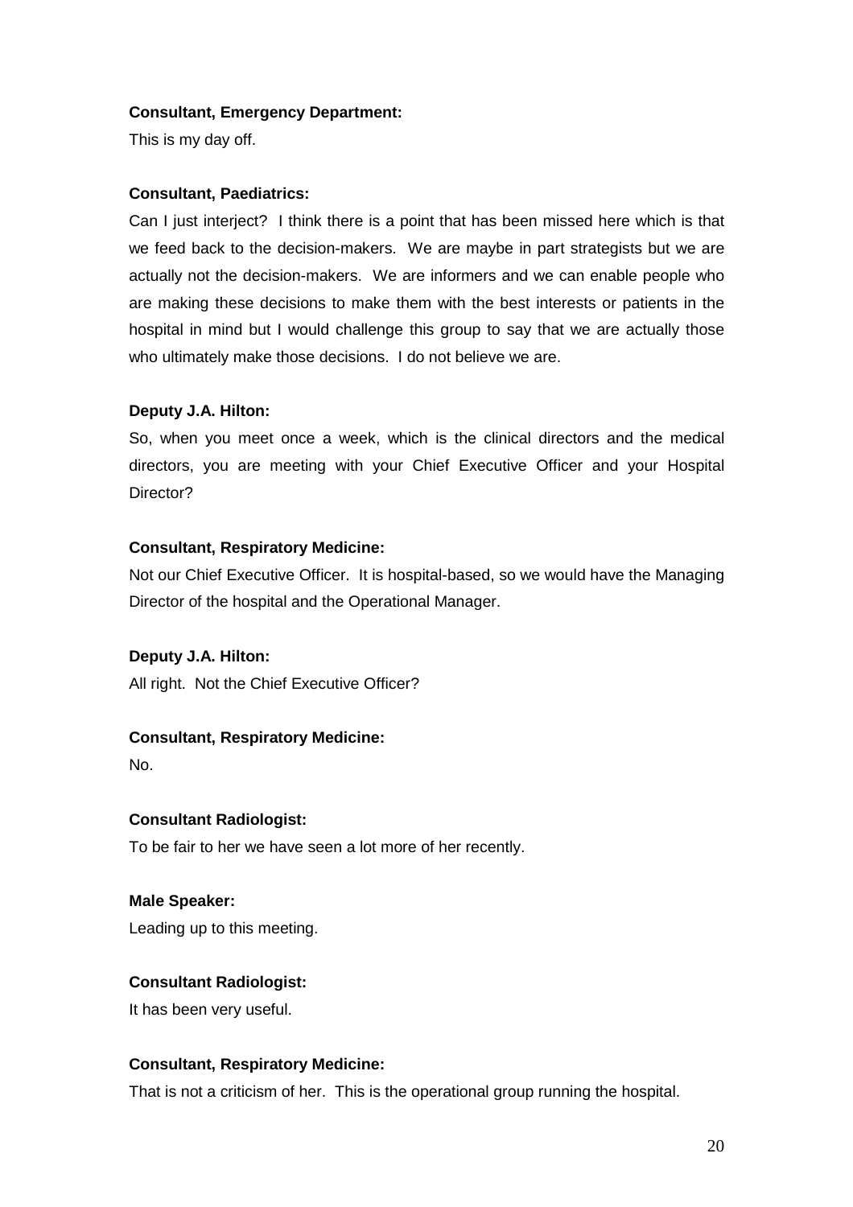**Consultant, Emergency Department:**

This is my day off.

**Consultant, Paediatrics:**

Can I just interject? I think there is a point that has been missed here which is that we feed back to the decision-makers. We are maybe in part strategists but we are actually not the decision-makers. We are informers and we can enable people who are making these decisions to make them with the best interests or patients in the hospital in mind but I would challenge this group to say that we are actually those who ultimately make those decisions. I do not believe we are.

**Deputy J.A. Hilton:**

So, when you meet once a week, which is the clinical directors and the medical directors, you are meeting with your Chief Executive Officer and your Hospital Director?

**Consultant, Respiratory Medicine:**

Not our Chief Executive Officer. It is hospital-based, so we would have the Managing Director of the hospital and the Operational Manager.

**Deputy J.A. Hilton:**

All right. Not the Chief Executive Officer?

**Consultant, Respiratory Medicine:**

No.

**Consultant Radiologist:**

To be fair to her we have seen a lot more of her recently.

**Male Speaker:**

Leading up to this meeting.

**Consultant Radiologist:**

It has been very useful.

**Consultant, Respiratory Medicine:**

That is not a criticism of her. This is the operational group running the hospital.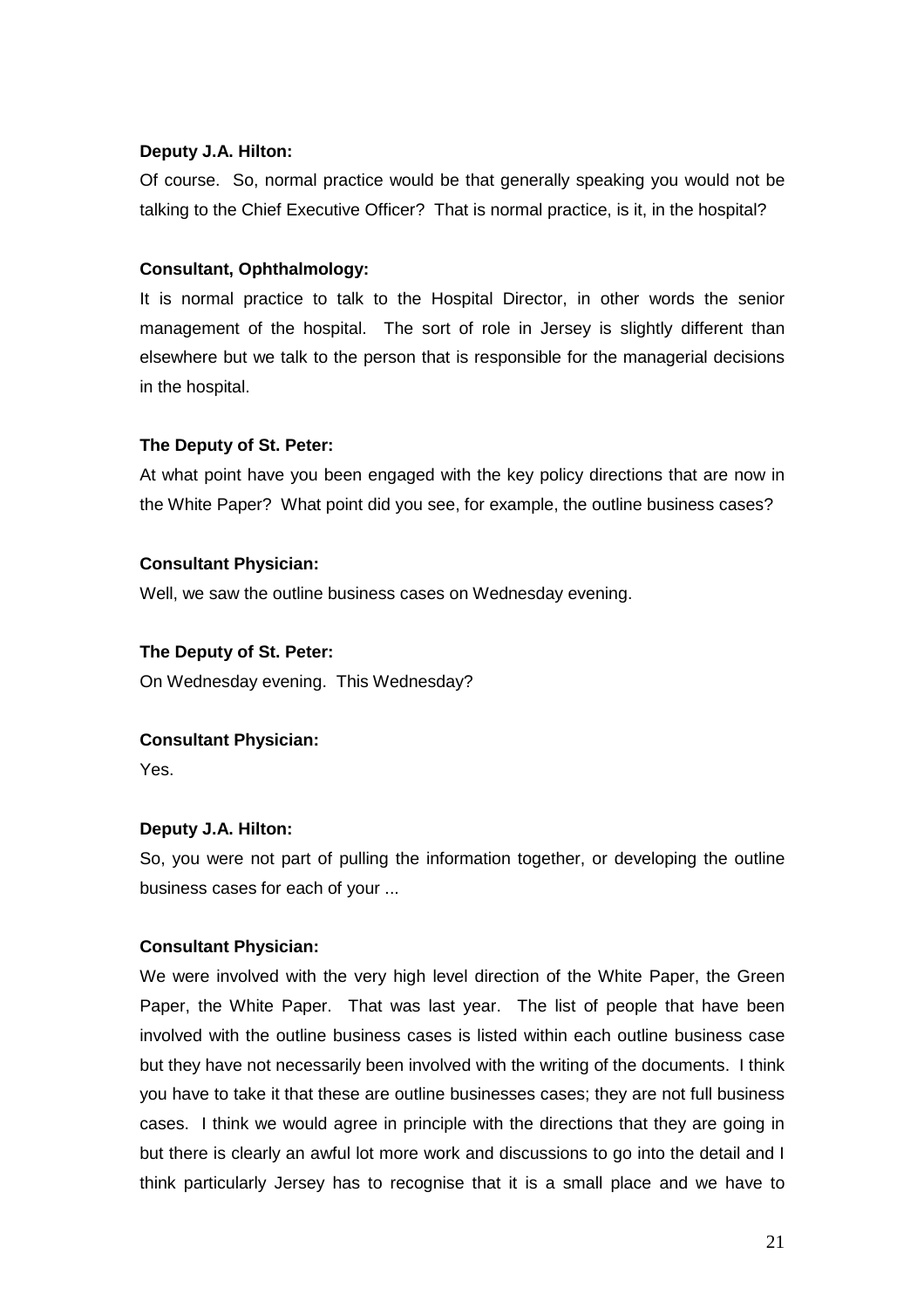**Deputy J.A. Hilton:**

Of course. So, normal practice would be that generally speaking you would not be talking to the Chief Executive Officer? That is normal practice, is it, in the hospital?

**Consultant, Ophthalmology:**

It is normal practice to talk to the Hospital Director, in other words the senior management of the hospital. The sort of role in Jersey is slightly different than elsewhere but we talk to the person that is responsible for the managerial decisions in the hospital.

**The Deputy of St. Peter:**

At what point have you been engaged with the key policy directions that are now in the White Paper? What point did you see, for example, the outline business cases?

**Consultant Physician:**

Well, we saw the outline business cases on Wednesday evening.

**The Deputy of St. Peter:**

On Wednesday evening. This Wednesday?

**Consultant Physician:**

Yes.

**Deputy J.A. Hilton:**

So, you were not part of pulling the information together, or developing the outline business cases for each of your ...

**Consultant Physician:**

We were involved with the very high level direction of the White Paper, the Green Paper, the White Paper. That was last year. The list of people that have been involved with the outline business cases is listed within each outline business case but they have not necessarily been involved with the writing of the documents. I think you have to take it that these are outline businesses cases; they are not full business cases. I think we would agree in principle with the directions that they are going in but there is clearly an awful lot more work and discussions to go into the detail and I think particularly Jersey has to recognise that it is a small place and we have to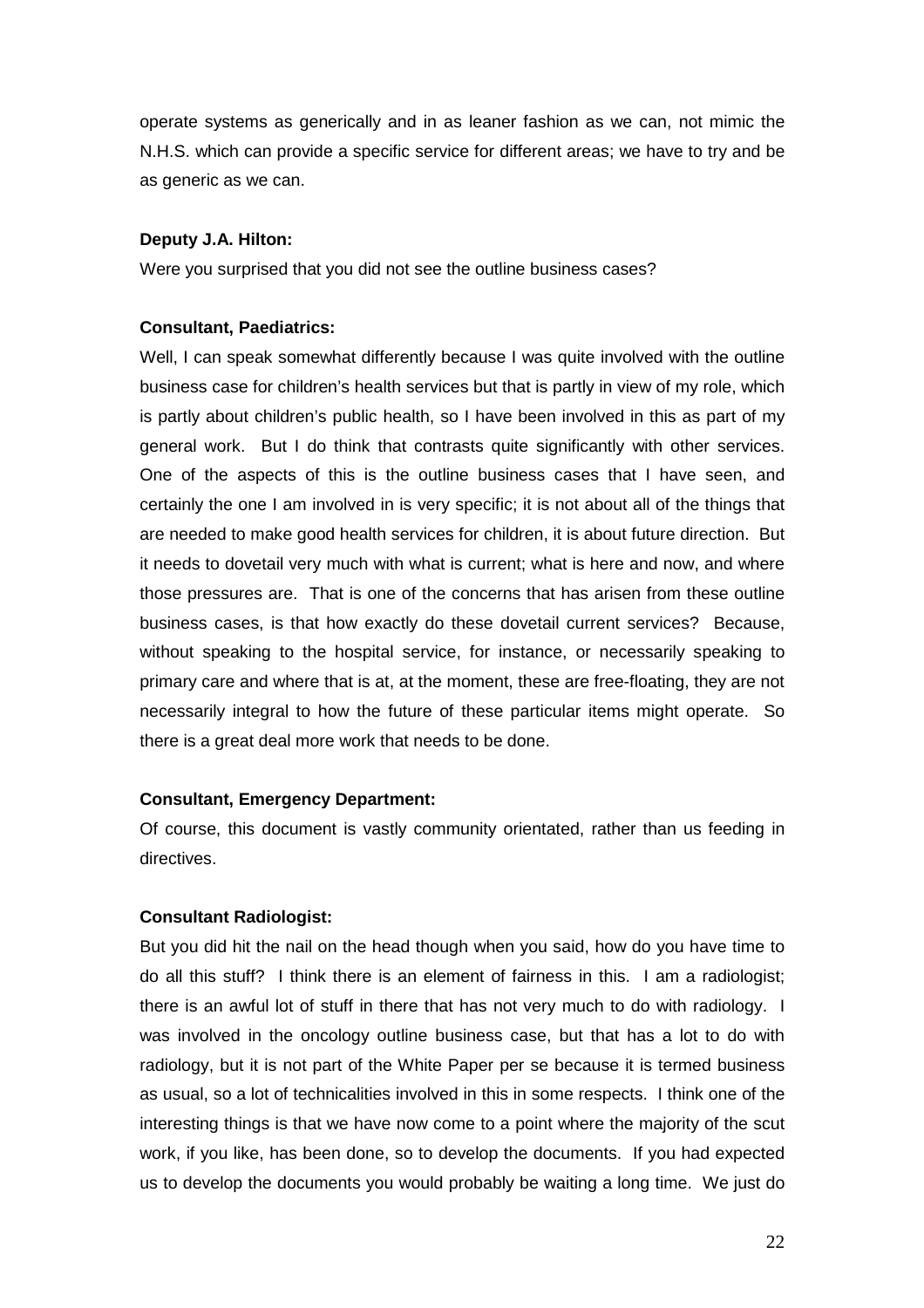operate systems as generically and in as leaner fashion as we can, not mimic the N.H.S. which can provide a specific service for different areas; we have to try and be as generic as we can.

**Deputy J.A. Hilton:**

Were you surprised that you did not see the outline business cases?

**Consultant, Paediatrics:**

Well, I can speak somewhat differently because I was quite involved with the outline business case for children's health services but that is partly in view of my role, which is partly about children's public health, so I have been involved in this as part of my general work. But I do think that contrasts quite significantly with other services. One of the aspects of this is the outline business cases that I have seen, and certainly the one I am involved in is very specific; it is not about all of the things that are needed to make good health services for children, it is about future direction. But it needs to dovetail very much with what is current; what is here and now, and where those pressures are. That is one of the concerns that has arisen from these outline business cases, is that how exactly do these dovetail current services? Because, without speaking to the hospital service, for instance, or necessarily speaking to primary care and where that is at, at the moment, these are free-floating, they are not necessarily integral to how the future of these particular items might operate. So there is a great deal more work that needs to be done.

**Consultant, Emergency Department:**

Of course, this document is vastly community orientated, rather than us feeding in directives.

**Consultant Radiologist:**

But you did hit the nail on the head though when you said, how do you have time to do all this stuff? I think there is an element of fairness in this. I am a radiologist; there is an awful lot of stuff in there that has not very much to do with radiology. I was involved in the oncology outline business case, but that has a lot to do with radiology, but it is not part of the White Paper per se because it is termed business as usual, so a lot of technicalities involved in this in some respects. I think one of the interesting things is that we have now come to a point where the majority of the scut work, if you like, has been done, so to develop the documents. If you had expected us to develop the documents you would probably be waiting a long time. We just do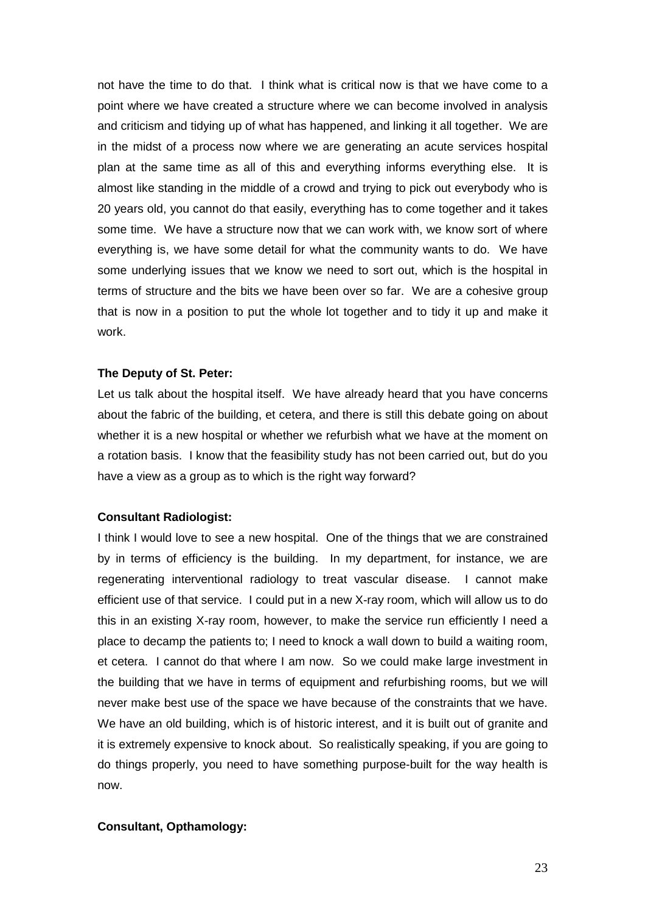not have the time to do that. I think what is critical now is that we have come to a point where we have created a structure where we can become involved in analysis and criticism and tidying up of what has happened, and linking it all together. We are in the midst of a process now where we are generating an acute services hospital plan at the same time as all of this and everything informs everything else. It is almost like standing in the middle of a crowd and trying to pick out everybody who is 20 years old, you cannot do that easily, everything has to come together and it takes some time. We have a structure now that we can work with, we know sort of where everything is, we have some detail for what the community wants to do. We have some underlying issues that we know we need to sort out, which is the hospital in terms of structure and the bits we have been over so far. We are a cohesive group that is now in a position to put the whole lot together and to tidy it up and make it work.

**The Deputy of St. Peter:**

Let us talk about the hospital itself. We have already heard that you have concerns about the fabric of the building, et cetera, and there is still this debate going on about whether it is a new hospital or whether we refurbish what we have at the moment on a rotation basis. I know that the feasibility study has not been carried out, but do you have a view as a group as to which is the right way forward?

**Consultant Radiologist:**

I think I would love to see a new hospital. One of the things that we are constrained by in terms of efficiency is the building. In my department, for instance, we are regenerating interventional radiology to treat vascular disease. I cannot make efficient use of that service. I could put in a new X-ray room, which will allow us to do this in an existing X-ray room, however, to make the service run efficiently I need a place to decamp the patients to; I need to knock a wall down to build a waiting room, et cetera. I cannot do that where I am now. So we could make large investment in the building that we have in terms of equipment and refurbishing rooms, but we will never make best use of the space we have because of the constraints that we have. We have an old building, which is of historic interest, and it is built out of granite and it is extremely expensive to knock about. So realistically speaking, if you are going to do things properly, you need to have something purpose-built for the way health is now.

**Consultant, Opthamology:**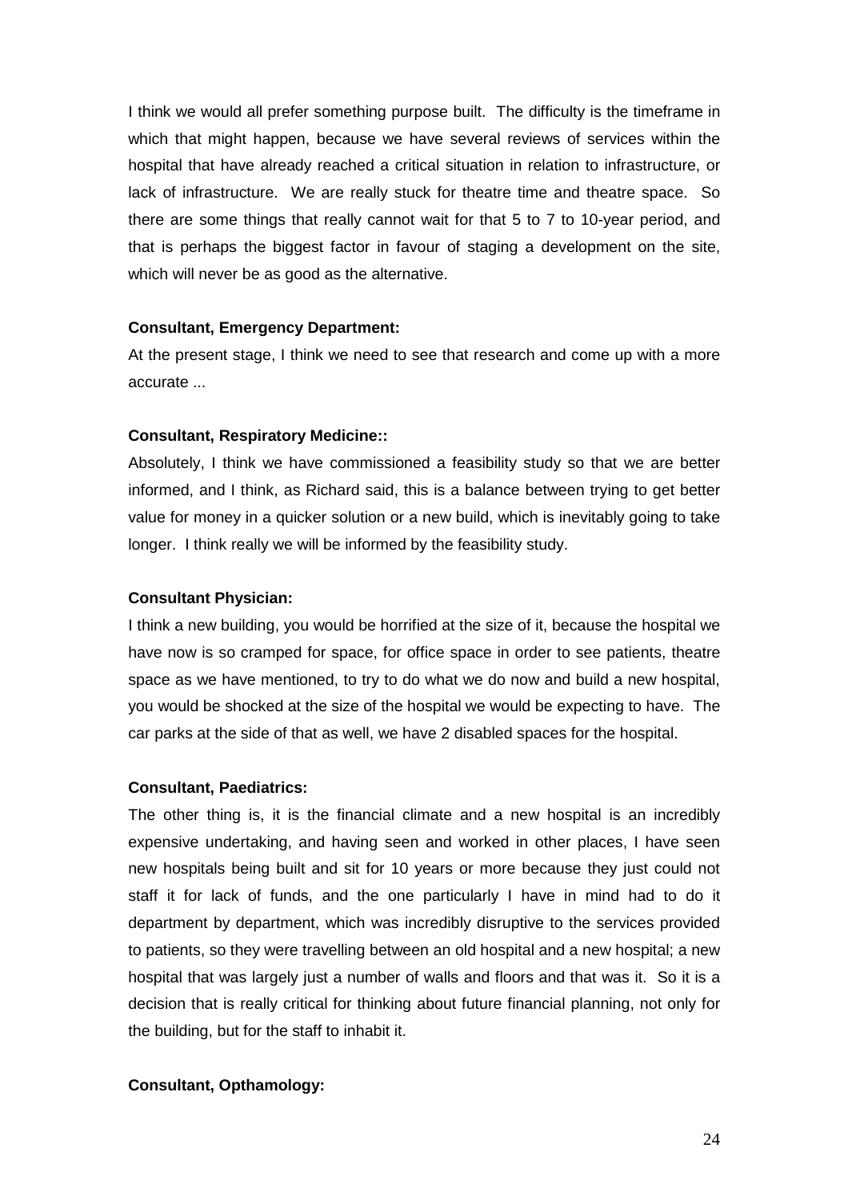I think we would all prefer something purpose built. The difficulty is the timeframe in which that might happen, because we have several reviews of services within the hospital that have already reached a critical situation in relation to infrastructure, or lack of infrastructure. We are really stuck for theatre time and theatre space. So there are some things that really cannot wait for that 5 to 7 to 10-year period, and that is perhaps the biggest factor in favour of staging a development on the site, which will never be as good as the alternative.

**Consultant, Emergency Department:**

At the present stage, I think we need to see that research and come up with a more accurate ...

**Consultant, Respiratory Medicine::**

Absolutely, I think we have commissioned a feasibility study so that we are better informed, and I think, as Richard said, this is a balance between trying to get better value for money in a quicker solution or a new build, which is inevitably going to take longer. I think really we will be informed by the feasibility study.

**Consultant Physician:**

I think a new building, you would be horrified at the size of it, because the hospital we have now is so cramped for space, for office space in order to see patients, theatre space as we have mentioned, to try to do what we do now and build a new hospital, you would be shocked at the size of the hospital we would be expecting to have. The car parks at the side of that as well, we have 2 disabled spaces for the hospital.

**Consultant, Paediatrics:**

The other thing is, it is the financial climate and a new hospital is an incredibly expensive undertaking, and having seen and worked in other places, I have seen new hospitals being built and sit for 10 years or more because they just could not staff it for lack of funds, and the one particularly I have in mind had to do it department by department, which was incredibly disruptive to the services provided to patients, so they were travelling between an old hospital and a new hospital; a new hospital that was largely just a number of walls and floors and that was it. So it is a decision that is really critical for thinking about future financial planning, not only for the building, but for the staff to inhabit it.

**Consultant, Opthamology:**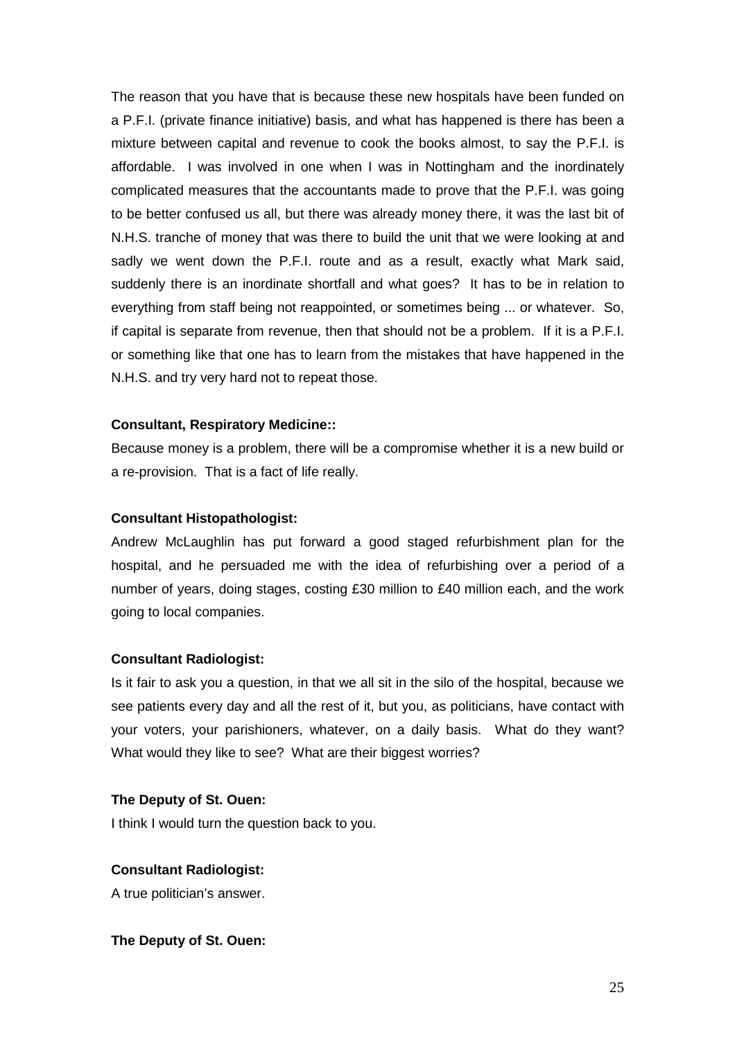The reason that you have that is because these new hospitals have been funded on a P.F.I. (private finance initiative) basis, and what has happened is there has been a mixture between capital and revenue to cook the books almost, to say the P.F.I. is affordable. I was involved in one when I was in Nottingham and the inordinately complicated measures that the accountants made to prove that the P.F.I. was going to be better confused us all, but there was already money there, it was the last bit of N.H.S. tranche of money that was there to build the unit that we were looking at and sadly we went down the P.F.I. route and as a result, exactly what Mark said, suddenly there is an inordinate shortfall and what goes? It has to be in relation to everything from staff being not reappointed, or sometimes being ... or whatever. So, if capital is separate from revenue, then that should not be a problem. If it is a P.F.I. or something like that one has to learn from the mistakes that have happened in the N.H.S. and try very hard not to repeat those.

**Consultant, Respiratory Medicine::**

Because money is a problem, there will be a compromise whether it is a new build or a re-provision. That is a fact of life really.

**Consultant Histopathologist:**

Andrew McLaughlin has put forward a good staged refurbishment plan for the hospital, and he persuaded me with the idea of refurbishing over a period of a number of years, doing stages, costing £30 million to £40 million each, and the work going to local companies.

**Consultant Radiologist:**

Is it fair to ask you a question, in that we all sit in the silo of the hospital, because we see patients every day and all the rest of it, but you, as politicians, have contact with your voters, your parishioners, whatever, on a daily basis. What do they want? What would they like to see? What are their biggest worries?

**The Deputy of St. Ouen:**

I think I would turn the question back to you.

**Consultant Radiologist:**

A true politician's answer.

**The Deputy of St. Ouen:**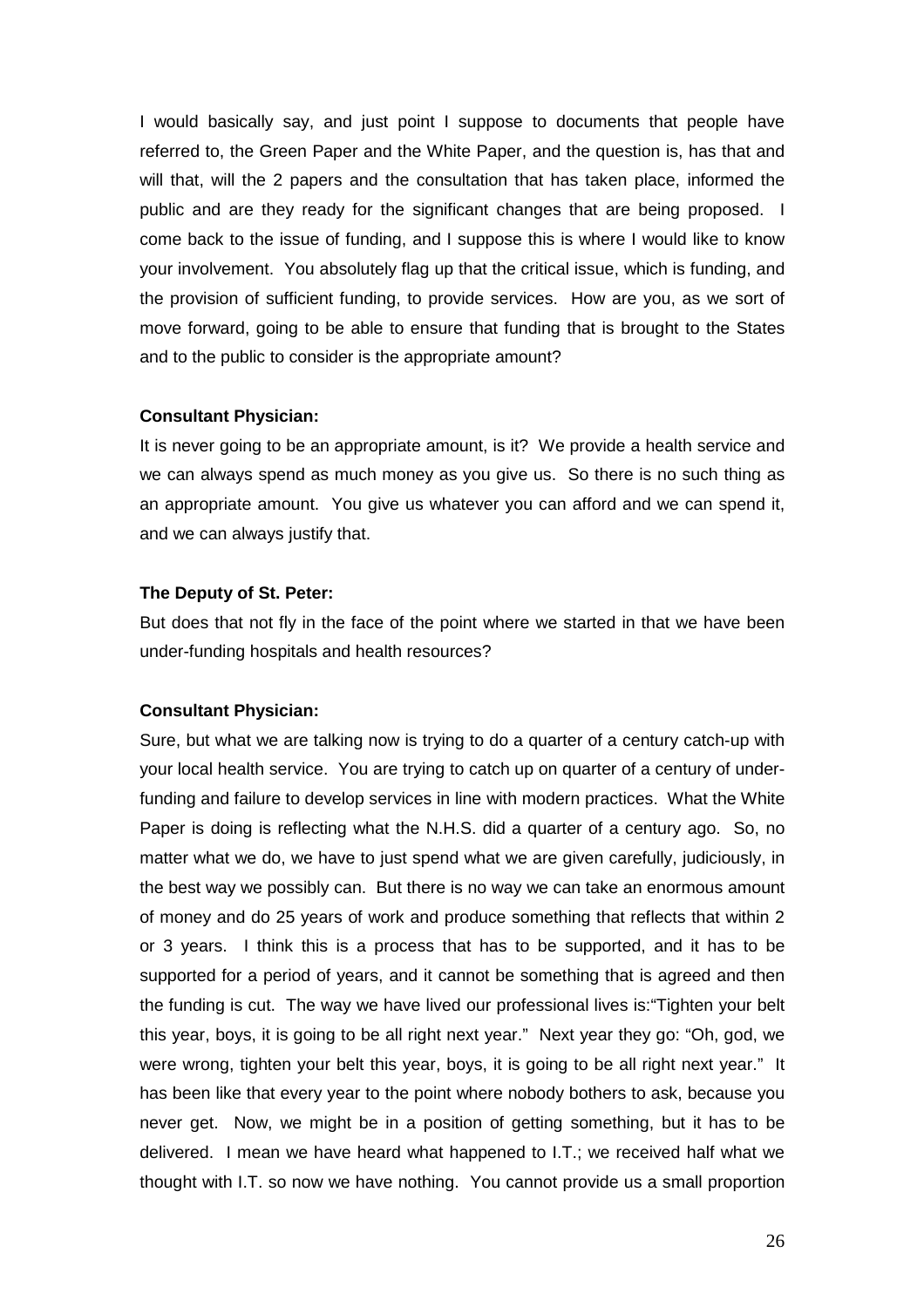I would basically say, and just point I suppose to documents that people have referred to, the Green Paper and the White Paper, and the question is, has that and will that, will the 2 papers and the consultation that has taken place, informed the public and are they ready for the significant changes that are being proposed. I come back to the issue of funding, and I suppose this is where I would like to know your involvement. You absolutely flag up that the critical issue, which is funding, and the provision of sufficient funding, to provide services. How are you, as we sort of move forward, going to be able to ensure that funding that is brought to the States and to the public to consider is the appropriate amount?

**Consultant Physician:**

It is never going to be an appropriate amount, is it? We provide a health service and we can always spend as much money as you give us. So there is no such thing as an appropriate amount. You give us whatever you can afford and we can spend it, and we can always justify that.

**The Deputy of St. Peter:**

But does that not fly in the face of the point where we started in that we have been under-funding hospitals and health resources?

**Consultant Physician:**

Sure, but what we are talking now is trying to do a quarter of a century catch-up with your local health service. You are trying to catch up on quarter of a century of under-funding and failure to develop services in line with modern practices. What the White Paper is doing is reflecting what the N.H.S. did a quarter of a century ago. So, no matter what we do, we have to just spend what we are given carefully, judiciously, in the best way we possibly can. But there is no way we can take an enormous amount of money and do 25 years of work and produce something that reflects that within 2 or 3 years. I think this is a process that has to be supported, and it has to be supported for a period of years, and it cannot be something that is agreed and then the funding is cut. The way we have lived our professional lives is:"Tighten your belt this year, boys, it is going to be all right next year." Next year they go: "Oh, god, we were wrong, tighten your belt this year, boys, it is going to be all right next year." It has been like that every year to the point where nobody bothers to ask, because you never get. Now, we might be in a position of getting something, but it has to be delivered. I mean we have heard what happened to I.T.; we received half what we thought with I.T. so now we have nothing. You cannot provide us a small proportion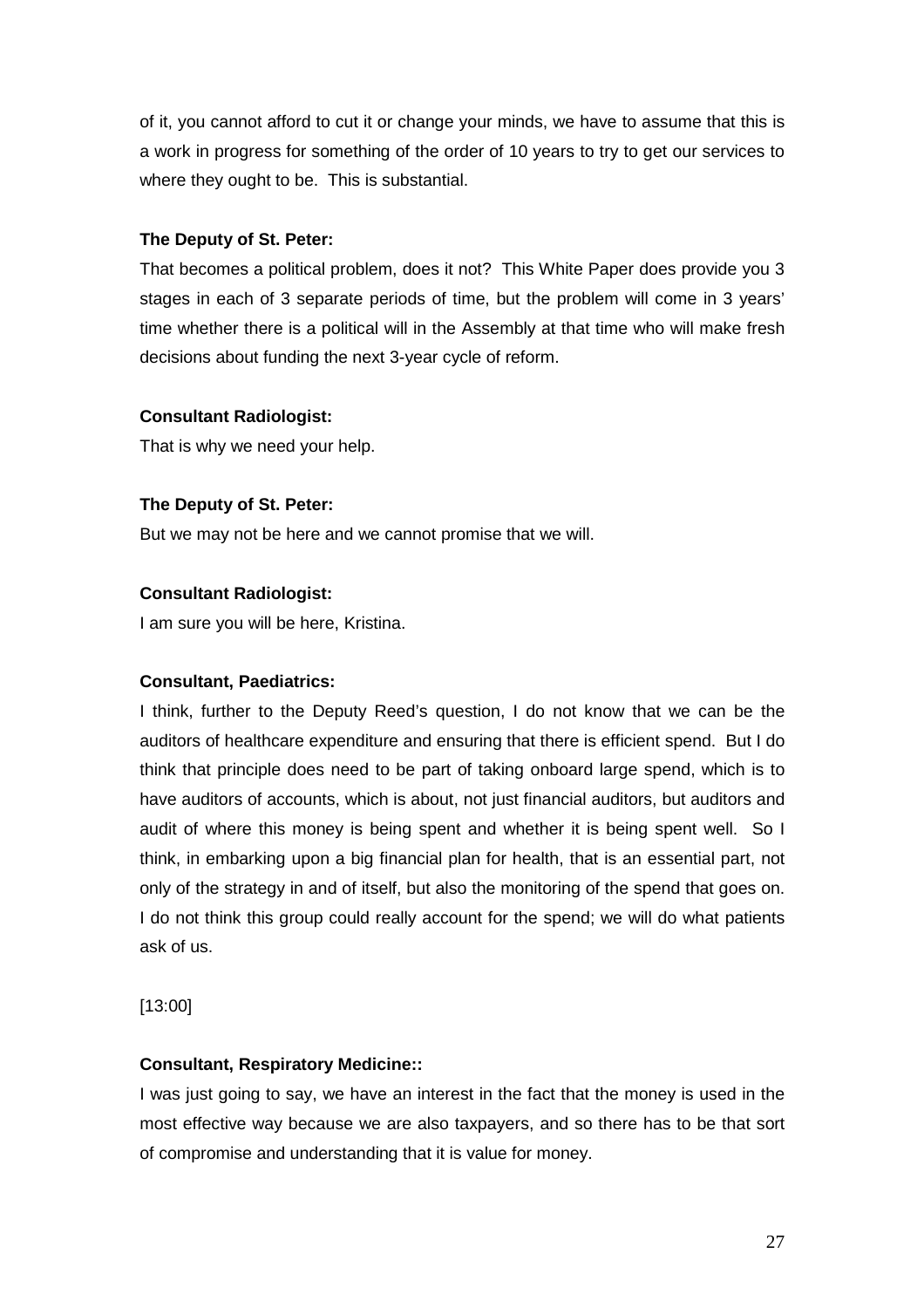of it, you cannot afford to cut it or change your minds, we have to assume that this is a work in progress for something of the order of 10 years to try to get our services to where they ought to be. This is substantial.

**The Deputy of St. Peter:**

That becomes a political problem, does it not? This White Paper does provide you 3 stages in each of 3 separate periods of time, but the problem will come in 3 years' time whether there is a political will in the Assembly at that time who will make fresh decisions about funding the next 3-year cycle of reform.

**Consultant Radiologist:**

That is why we need your help.

**The Deputy of St. Peter:**

But we may not be here and we cannot promise that we will.

**Consultant Radiologist:**

I am sure you will be here, Kristina.

**Consultant, Paediatrics:**

I think, further to the Deputy Reed's question, I do not know that we can be the auditors of healthcare expenditure and ensuring that there is efficient spend. But I do think that principle does need to be part of taking onboard large spend, which is to have auditors of accounts, which is about, not just financial auditors, but auditors and audit of where this money is being spent and whether it is being spent well. So I think, in embarking upon a big financial plan for health, that is an essential part, not only of the strategy in and of itself, but also the monitoring of the spend that goes on. I do not think this group could really account for the spend; we will do what patients ask of us.

[13:00]

**Consultant, Respiratory Medicine::**

I was just going to say, we have an interest in the fact that the money is used in the most effective way because we are also taxpayers, and so there has to be that sort of compromise and understanding that it is value for money.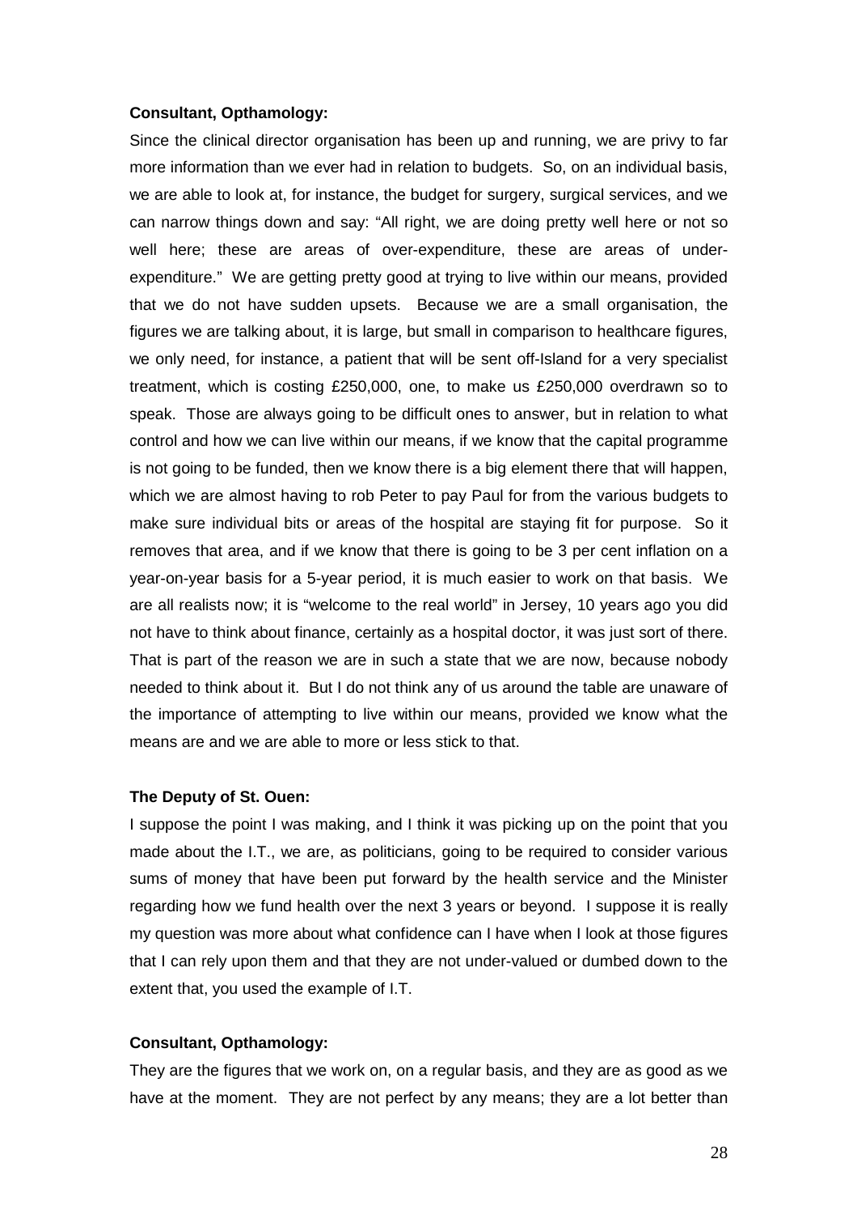**Consultant, Opthamology:**

Since the clinical director organisation has been up and running, we are privy to far more information than we ever had in relation to budgets. So, on an individual basis, we are able to look at, for instance, the budget for surgery, surgical services, and we can narrow things down and say: "All right, we are doing pretty well here or not so well here; these are areas of over-expenditure, these are areas of under-expenditure." We are getting pretty good at trying to live within our means, provided that we do not have sudden upsets. Because we are a small organisation, the figures we are talking about, it is large, but small in comparison to healthcare figures, we only need, for instance, a patient that will be sent off-Island for a very specialist treatment, which is costing £250,000, one, to make us £250,000 overdrawn so to speak. Those are always going to be difficult ones to answer, but in relation to what control and how we can live within our means, if we know that the capital programme is not going to be funded, then we know there is a big element there that will happen, which we are almost having to rob Peter to pay Paul for from the various budgets to make sure individual bits or areas of the hospital are staying fit for purpose. So it removes that area, and if we know that there is going to be 3 per cent inflation on a year-on-year basis for a 5-year period, it is much easier to work on that basis. We are all realists now; it is "welcome to the real world" in Jersey, 10 years ago you did not have to think about finance, certainly as a hospital doctor, it was just sort of there. That is part of the reason we are in such a state that we are now, because nobody needed to think about it. But I do not think any of us around the table are unaware of the importance of attempting to live within our means, provided we know what the means are and we are able to more or less stick to that.

**The Deputy of St. Ouen:**

I suppose the point I was making, and I think it was picking up on the point that you made about the I.T., we are, as politicians, going to be required to consider various sums of money that have been put forward by the health service and the Minister regarding how we fund health over the next 3 years or beyond. I suppose it is really my question was more about what confidence can I have when I look at those figures that I can rely upon them and that they are not under-valued or dumbed down to the extent that, you used the example of I.T.

**Consultant, Opthamology:**

They are the figures that we work on, on a regular basis, and they are as good as we have at the moment. They are not perfect by any means; they are a lot better than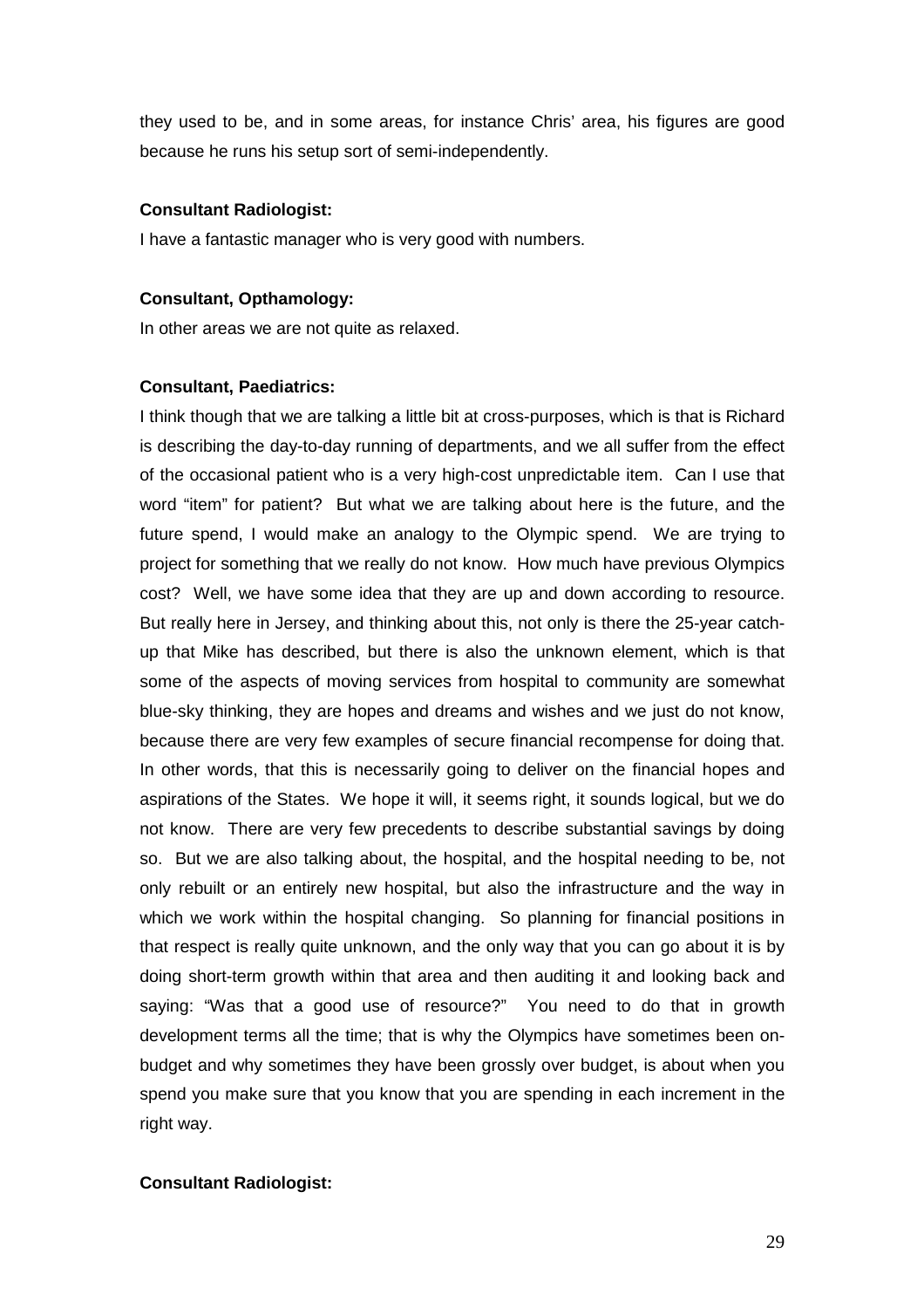they used to be, and in some areas, for instance Chris' area, his figures are good because he runs his setup sort of semi-independently.

**Consultant Radiologist:**

I have a fantastic manager who is very good with numbers.

**Consultant, Opthamology:**

In other areas we are not quite as relaxed.

**Consultant, Paediatrics:**

I think though that we are talking a little bit at cross-purposes, which is that is Richard is describing the day-to-day running of departments, and we all suffer from the effect of the occasional patient who is a very high-cost unpredictable item. Can I use that word "item" for patient? But what we are talking about here is the future, and the future spend, I would make an analogy to the Olympic spend. We are trying to project for something that we really do not know. How much have previous Olympics cost? Well, we have some idea that they are up and down according to resource. But really here in Jersey, and thinking about this, not only is there the 25-year catch-up that Mike has described, but there is also the unknown element, which is that some of the aspects of moving services from hospital to community are somewhat blue-sky thinking, they are hopes and dreams and wishes and we just do not know, because there are very few examples of secure financial recompense for doing that. In other words, that this is necessarily going to deliver on the financial hopes and aspirations of the States. We hope it will, it seems right, it sounds logical, but we do not know. There are very few precedents to describe substantial savings by doing so. But we are also talking about, the hospital, and the hospital needing to be, not only rebuilt or an entirely new hospital, but also the infrastructure and the way in which we work within the hospital changing. So planning for financial positions in that respect is really quite unknown, and the only way that you can go about it is by doing short-term growth within that area and then auditing it and looking back and saying: "Was that a good use of resource?" You need to do that in growth development terms all the time; that is why the Olympics have sometimes been on-budget and why sometimes they have been grossly over budget, is about when you spend you make sure that you know that you are spending in each increment in the right way.

**Consultant Radiologist:**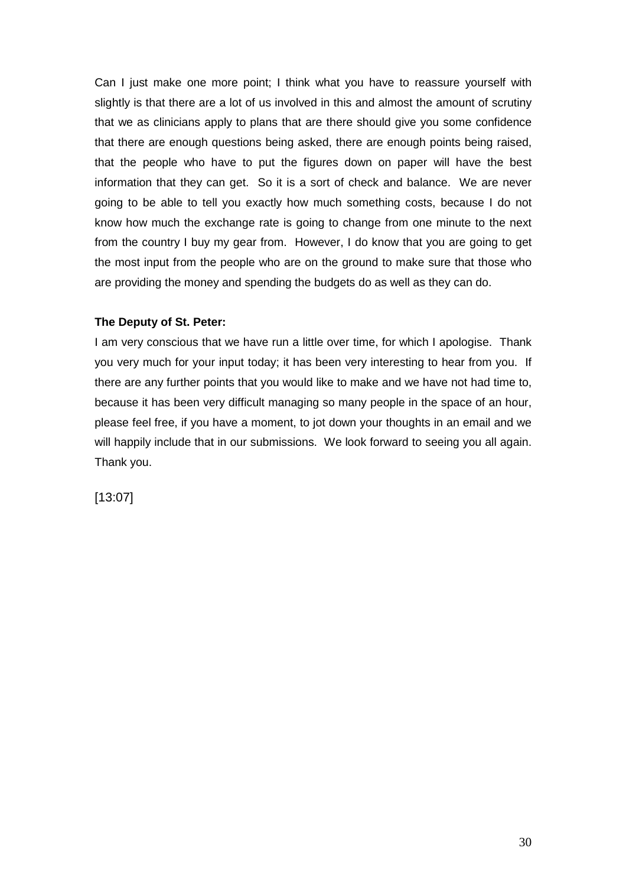Can I just make one more point; I think what you have to reassure yourself with slightly is that there are a lot of us involved in this and almost the amount of scrutiny that we as clinicians apply to plans that are there should give you some confidence that there are enough questions being asked, there are enough points being raised, that the people who have to put the figures down on paper will have the best information that they can get. So it is a sort of check and balance. We are never going to be able to tell you exactly how much something costs, because I do not know how much the exchange rate is going to change from one minute to the next from the country I buy my gear from. However, I do know that you are going to get the most input from the people who are on the ground to make sure that those who are providing the money and spending the budgets do as well as they can do.

**The Deputy of St. Peter:**

I am very conscious that we have run a little over time, for which I apologise. Thank you very much for your input today; it has been very interesting to hear from you. If there are any further points that you would like to make and we have not had time to, because it has been very difficult managing so many people in the space of an hour, please feel free, if you have a moment, to jot down your thoughts in an email and we will happily include that in our submissions. We look forward to seeing you all again. Thank you.

[13:07]